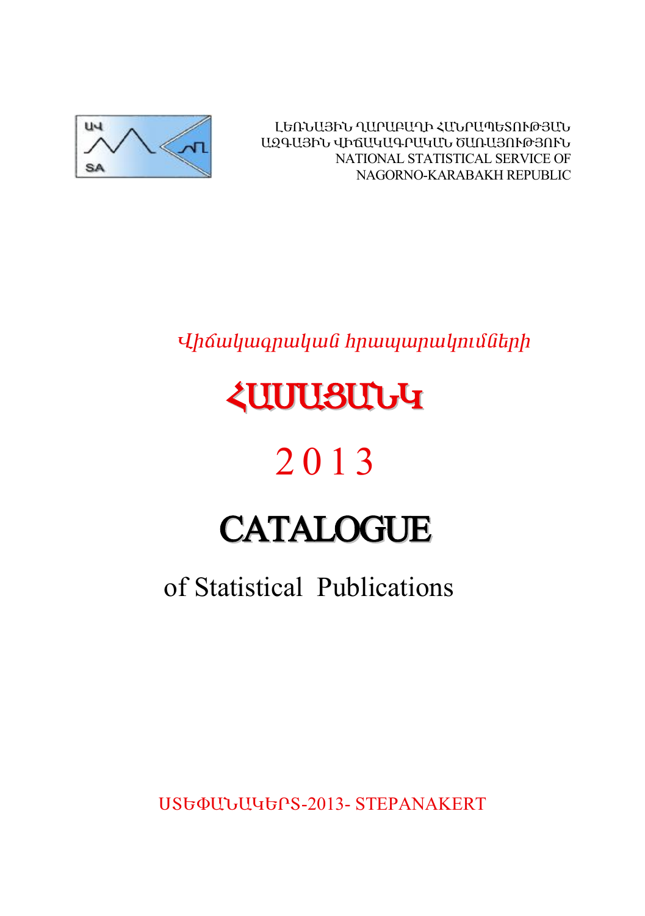ԼԵՌՆԱՅԻՆ ՂԱՐԱԲԱՂԻ ՀԱՆՐԱՊԵՏՈՒԹՅԱՆ
ԱԶԳԱՅԻՆ ՎԻՃԱԿԱԳՐԱԿԱՆ ԾԱՌԱՅՈՒԹՅՈՒՆ
NATIONAL STATISTICAL SERVICE OF
NAGORNO-KARABAKH REPUBLIC

*Վիճակագրական հրապարակումների*

# ՀԱՄԱՑԱՆԿ

# 2013

# CATALOGUE

## of Statistical Publications

ՍՏԵՓԱՆԱԿԵՐՏ-2013- STEPANAKERT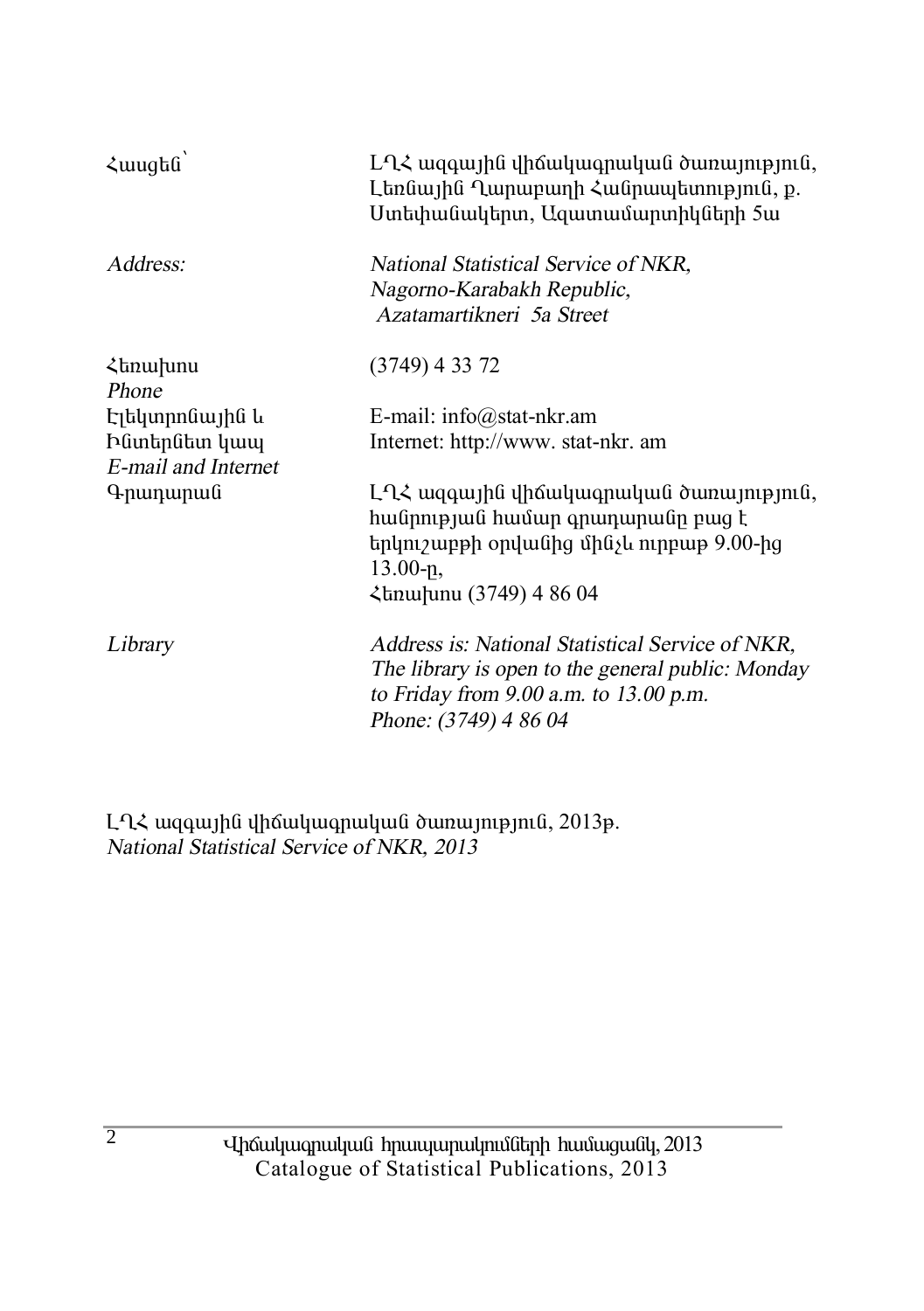| | |
|---|---|
| Հասցեն՝ | ԼՂՀ ազգային վիճակագրական ծառայություն, Լեռնային Ղարաբաղի Հանրապետություն, ք. Ստեփանակերտ, Ազատամարտիկների 5ա |
| *Address:* | *National Statistical Service of NKR, Nagorno-Karabakh Republic, Azatamartikneri 5a Street* |
| Հեռախոս *Phone* | (3749) 4 33 72 |
| Էլեկտրոնային և Ինտերնետ կապ *E-mail and Internet* | E-mail: info@stat-nkr.am Internet: http://www. stat-nkr. am |
| Գրադարան | ԼՂՀ ազգային վիճակագրական ծառայություն, հանրության համար գրադարանը բաց է երկուշաբթի օրվանից մինչև ուրբաթ 9.00-ից 13.00-ը, Հեռախոս (3749) 4 86 04 |
| *Library* | *Address is: National Statistical Service of NKR, The library is open to the general public: Monday to Friday from 9.00 a.m. to 13.00 p.m. Phone: (3749) 4 86 04* |

ԼՂՀ ազգային վիճակագրական ծառայություն, 2013թ.
*National Statistical Service of NKR, 2013*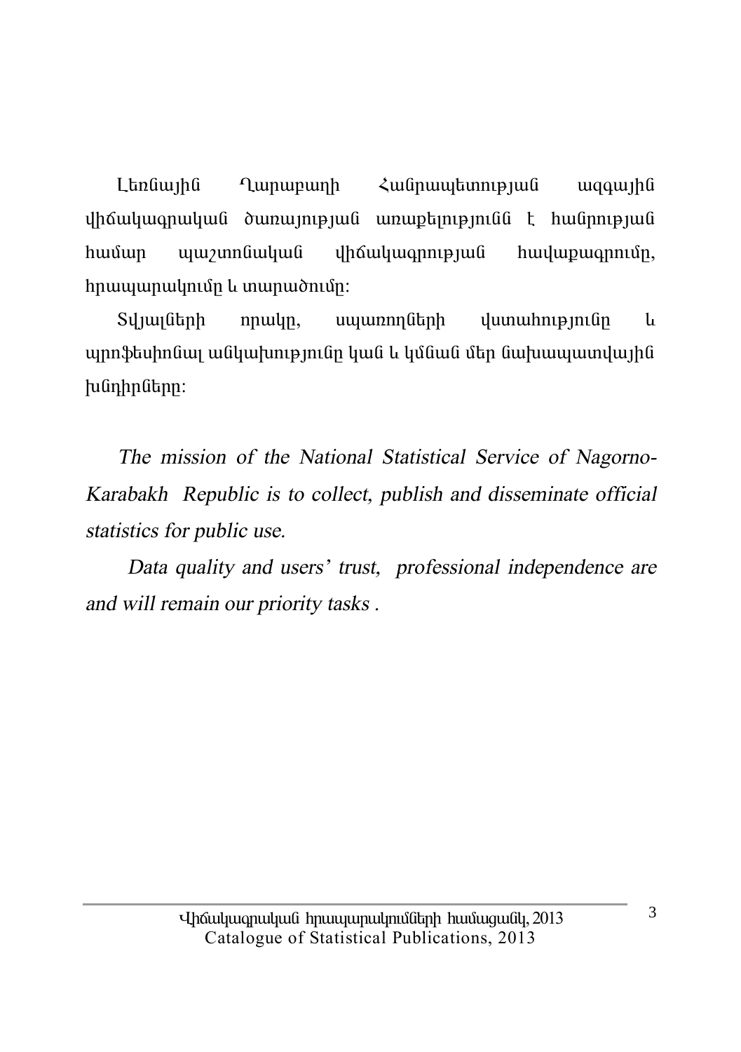Լեռնային Ղարաբաղի Հանրապետության ազգային վիճակագրական ծառայության առաքելությունն է հանրության համար պաշտոնական վիճակագրության հավաքագրումը, հրապարակումը և տարածումը:

Տվյալների որակը, սպառողների վստահությունը և պրոֆեսիոնալ անկախությունը կան և կմնան մեր նախապատվային խնդիրները:

*The mission of the National Statistical Service of Nagorno-Karabakh Republic is to collect, publish and disseminate official statistics for public use.*

*Data quality and users' trust, professional independence are and will remain our priority tasks .*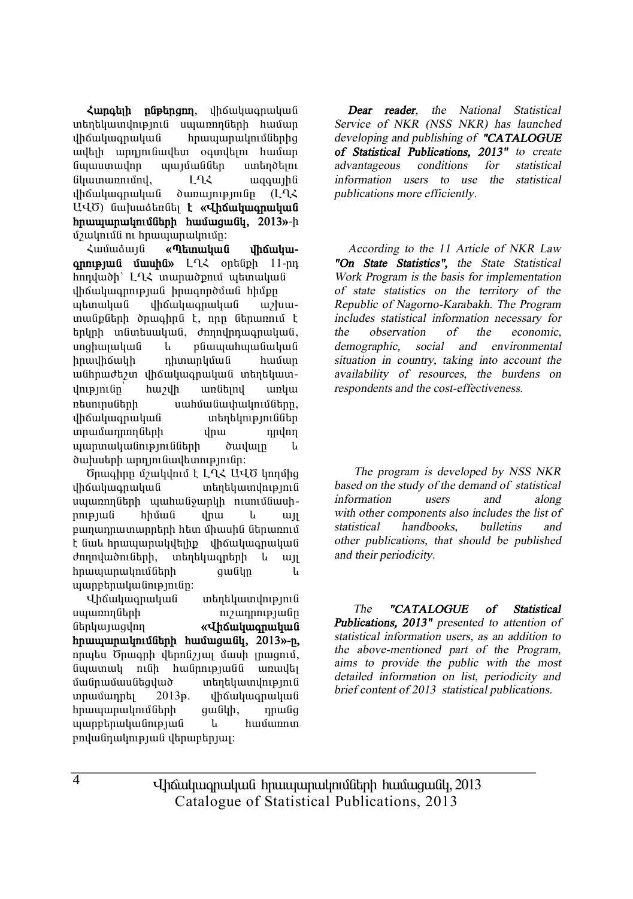**Հարգելի ընթերցող**, վիճակագրական տեղեկատվություն սպառողների համար վիճակագրական հրապարակումներից ավելի արդյունավետ օգտվելու համար նպաստավոր պայմաններ ստեղծելու նկատառումով, ԼՂՀ ազգային վիճակագրական ծառայությունը (ԼՂՀ ԱՎԾ) նախաձեռնել **է «Վիճակագրական հրապարակումների համացանկ, 2013»**-ի մշակումն ու հրապարակումը:

Համաձայն **«Պետական վիճակագրության մասին»** ԼՂՀ օրենքի 11-րդ հոդվածի՝ ԼՂՀ տարածքում պետական վիճակագրության իրագործման հիմքը պետական վիճակագրական աշխատանքների ծրագիրն է, որը ներառում է երկրի տնտեսական, ժողովրդագրական, սոցիալական և բնապահպանական իրավիճակի դիտարկման համար անհրաժեշտ վիճակագրական տեղեկատվությունը՝ հաշվի առնելով առկա ռեսուրսների սահմանափակումները, վիճակագրական տեղեկություններ տրամադրողների վրա դրվող պարտականությունների ծավալը և ծախսերի արդյունավետությունը:

Ծրագիրը մշակվում է ԼՂՀ ԱՎԾ կողմից վիճակագրական տեղեկատվություն սպառողների պահանջարկի ուսումնասիրության հիման վրա և այլ բաղադրատարրերի հետ միասին ներառում է նաև հրապարակվելիք վիճակագրական ժողովածուների, տեղեկագրերի և այլ հրապարակումների ցանկը և պարբերականությունը:

Վիճակագրական տեղեկատվություն սպառողների ուշադրությանը ներկայացվող **«Վիճակագրական հրապարակումների համացանկ, 2013»-ը**, որպես Ծրագրի վերոնշյալ մասի լրացում, նպատակ ունի հանրությանն առավել մանրամասնեցված տեղեկատվություն տրամադրել 2013թ. վիճակագրական հրապարակումների ցանկի, դրանց պարբերականության և համառոտ բովանդակության վերաբերյալ:

***Dear reader***, *the National Statistical Service of NKR (NSS NKR) has launched developing and publishing of* ***"CATALOGUE of Statistical Publications, 2013"*** *to create advantageous conditions for statistical information users to use the statistical publications more efficiently.*

*According to the 11 Article of NKR Law* ***"On State Statistics",*** *the State Statistical Work Program is the basis for implementation of state statistics on the territory of the Republic of Nagorno-Karabakh. The Program includes statistical information necessary for the observation of the economic, demographic, social and environmental situation in country, taking into account the availability of resources, the burdens on respondents and the cost-effectiveness.*

*The program is developed by NSS NKR based on the study of the demand of statistical information users and along with other components also includes the list of statistical handbooks, bulletins and other publications, that should be published and their periodicity.*

*The* ***"CATALOGUE of Statistical Publications, 2013"*** *presented to attention of statistical information users, as an addition to the above-mentioned part of the Program, aims to provide the public with the most detailed information on list, periodicity and brief content of 2013 statistical publications.*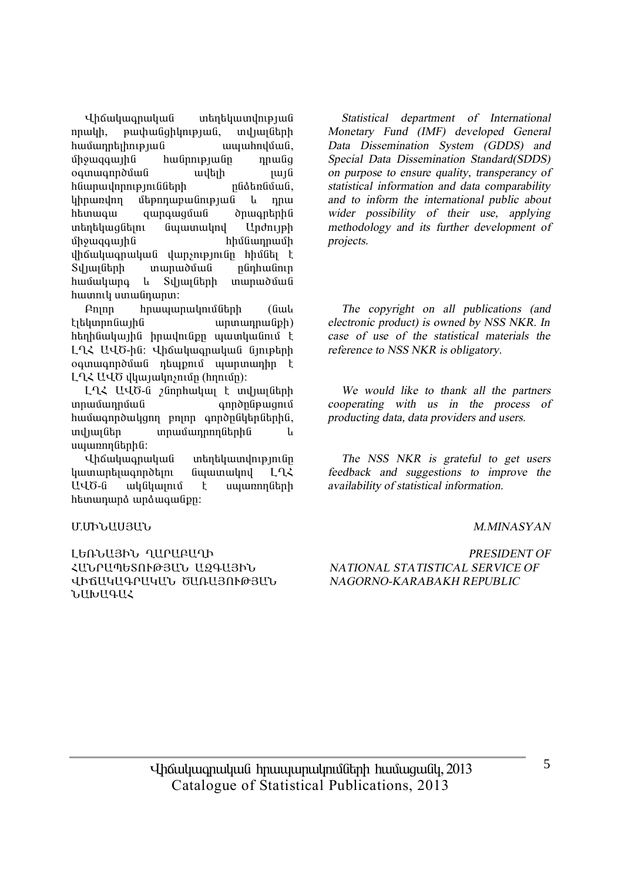Վիճակագրական տեղեկատվության որակի, թափանցիկության, տվյալների համադրելիության ապահովման, միջազգային հանրությանը դրանց օգտագործման ավելի լայն հնարավորությունների ընձեռման, կիրառվող մեթոդաբանության և դրա հետագա զարգացման ծրագրերին տեղեկացնելու նպատակով Արժույթի միջազգային հիմնադրամի վիճակագրական վարչությունը հիմնել է Տվյալների տարածման ընդհանուր համակարգ և Տվյալների տարածման հատուկ ստանդարտ:

Բոլոր հրապարակումների (նաև էլեկտրոնային արտադրանքի) հեղինակային իրավունքը պատկանում է ԼՂՀ ԱՎԾ-ին: Վիճակագրական նյութերի օգտագործման դեպքում պարտադիր է ԼՂՀ ԱՎԾ վկայակոչումը (հղումը):

ԼՂՀ ԱՎԾ-ն շնորհակալ է տվյալների տրամադրման գործընթացում համագործակցող բոլոր գործընկերներին, տվյալներ տրամադրողներին և սպառողներին:

Վիճակագրական տեղեկատվությունը կատարելագործելու նպատակով ԼՂՀ ԱՎԾ-ն ակնկալում է սպառողների հետադարձ արձագանքը:

Մ.ՄԻՆԱՍՅԱՆ

ԼԵՌՆԱՅԻՆ ՂԱՐԱԲԱՂԻ ՀԱՆՐԱՊԵՏՈՒԹՅԱՆ ԱԶԳԱՅԻՆ ՎԻՃԱԿԱԳՐԱԿԱՆ ԾԱՌԱՅՈՒԹՅԱՆ ՆԱԽԱԳԱՀ

*Statistical department of International Monetary Fund (IMF) developed General Data Dissemination System (GDDS) and Special Data Dissemination Standard(SDDS) on purpose to ensure quality, transperancy of statistical information and data comparability and to inform the international public about wider possibility of their use, applying methodology and its further development of projects.*

*The copyright on all publications (and electronic product) is owned by NSS NKR. In case of use of the statistical materials the reference to NSS NKR is obligatory.*

*We would like to thank all the partners cooperating with us in the process of producting data, data providers and users.*

*The NSS NKR is grateful to get users feedback and suggestions to improve the availability of statistical information.*

*M.MINASYAN*

*PRESIDENT OF NATIONAL STATISTICAL SERVICE OF NAGORNO-KARABAKH REPUBLIC*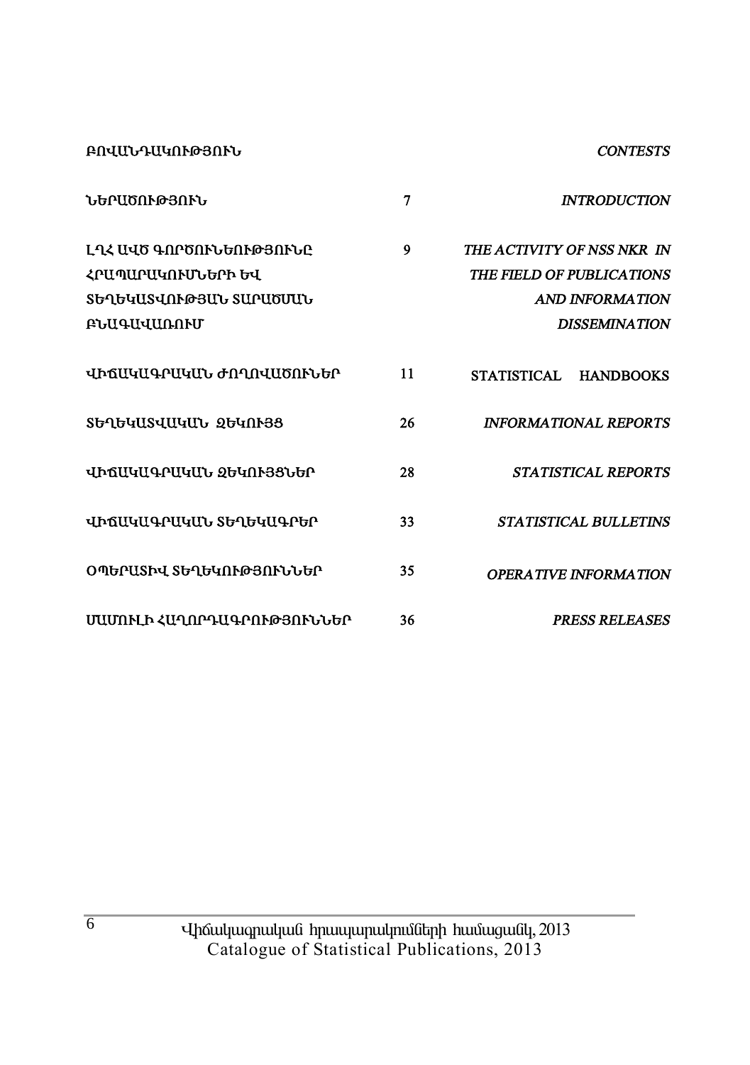| ԲՈՎԱՆԴԱԿՈՒԹՅՈՒՆ | | *CONTESTS* |
|---|---|---|
| ՆԵՐԱԾՈՒԹՅՈՒՆ | 7 | *INTRODUCTION* |
| ԼՂՀ ԱՎԾ ԳՈՐԾՈՒՆԵՈՒԹՅՈՒՆԸ ՀՐԱՊԱՐԱԿՈՒՄՆԵՐԻ ԵՎ ՏԵՂԵԿԱՏՎՈՒԹՅԱՆ ՏԱՐԱԾՄԱՆ ԲՆԱԳԱՎԱՌՈՒՄ | 9 | *THE ACTIVITY OF NSS NKR IN THE FIELD OF PUBLICATIONS AND INFORMATION DISSEMINATION* |
| ՎԻՃԱԿԱԳՐԱԿԱՆ ԺՈՂՈՎԱԾՈՒՆԵՐ | 11 | STATISTICAL HANDBOOKS |
| ՏԵՂԵԿԱՏՎԱԿԱՆ ԶԵԿՈՒՅՑ | 26 | *INFORMATIONAL REPORTS* |
| ՎԻՃԱԿԱԳՐԱԿԱՆ ԶԵԿՈՒՅՑՆԵՐ | 28 | *STATISTICAL REPORTS* |
| ՎԻՃԱԿԱԳՐԱԿԱՆ ՏԵՂԵԿԱԳՐԵՐ | 33 | *STATISTICAL BULLETINS* |
| ՕՊԵՐԱՏԻՎ ՏԵՂԵԿՈՒԹՅՈՒՆՆԵՐ | 35 | *OPERATIVE INFORMATION* |
| ՄԱՄՈՒԼԻ ՀԱՂՈՐԴԱԳՐՈՒԹՅՈՒՆՆԵՐ | 36 | *PRESS RELEASES* |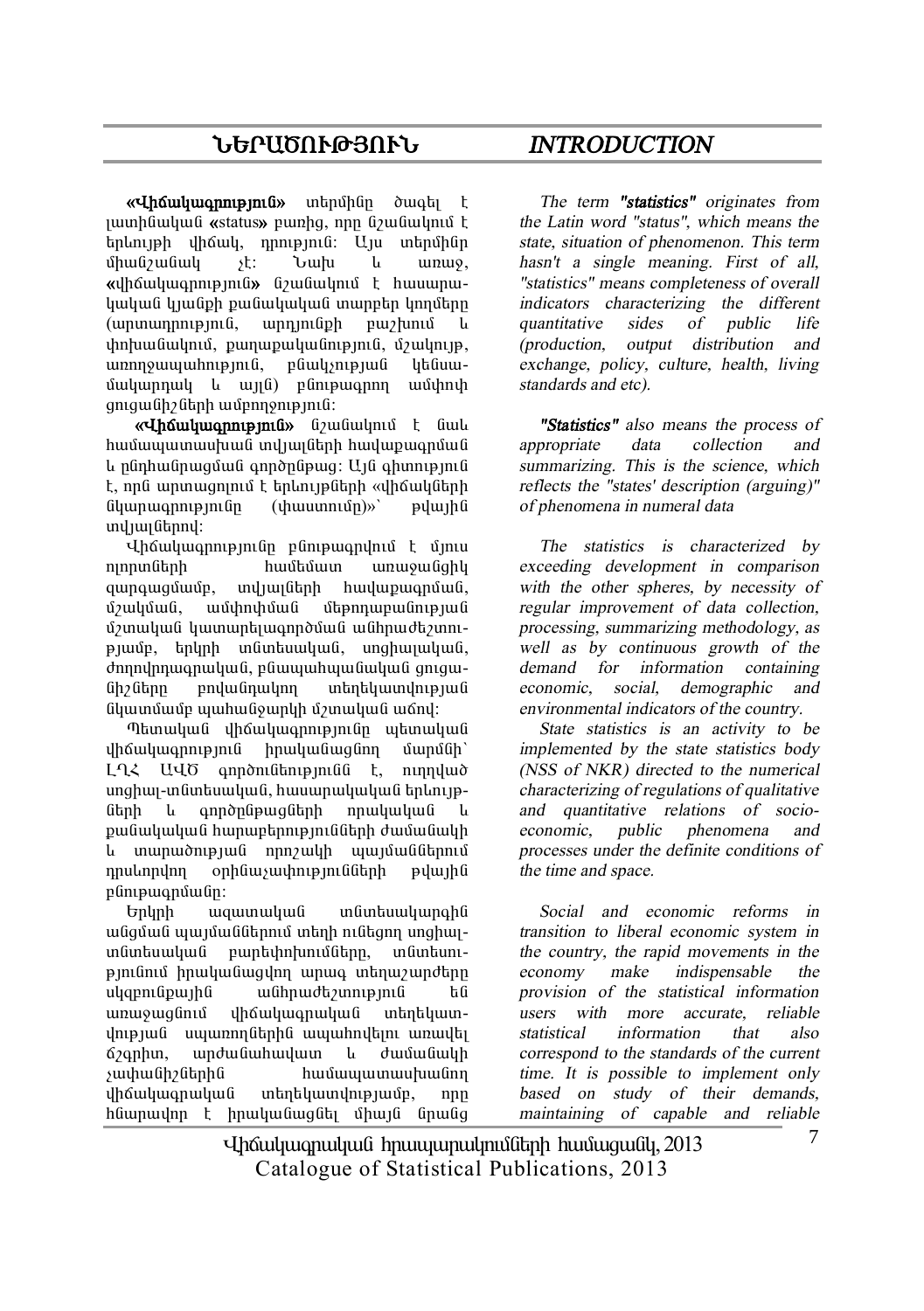# ՆԵՐԱԾՈՒԹՅՈՒՆ

**«Վիճակագրություն»** տերմինը ծագել է լատինական «status» բառից, որը նշանակում է երևույթի վիճակ, դրություն: Այս տերմինը միանշանակ չէ: Նախ և առաջ, «վիճակագրություն» նշանակում է հասարակական կյանքի քանակական տարբեր կողմերը (արտադրություն, արդյունքի բաշխում և փոխանակում, քաղաքականություն, մշակույթ, առողջապահություն, բնակչության կենսամակարդակ և այլն) բնութագրող ամփոփ ցուցանիշների ամբողջություն:

**«Վիճակագրություն»** նշանակում է նաև համապատասխան տվյալների հավաքագրման և ընդհանրացման գործընթաց: Այն գիտություն է, որն արտացոլում է երևույթների «վիճակների նկարագրությունը (փաստումը)»՝ թվային տվյալներով:

Վիճակագրությունը բնութագրվում է մյուս ոլորտների համեմատ առաջանցիկ զարգացմամբ, տվյալների հավաքագրման, մշակման, ամփոփման մեթոդաբանության մշտական կատարելագործման անհրաժեշտությամբ, երկրի տնտեսական, սոցիալական, ժողովրդագրական, բնապահպանական ցուցանիշները բովանդակող տեղեկատվության նկատմամբ պահանջարկի մշտական աճով:

Պետական վիճակագրությունը պետական վիճակագրություն իրականացնող մարմնի՝ ԼՂՀ ԱՎԾ գործունեությունն է, ուղղված սոցիալ-տնտեսական, հասարակական երևույթների և գործընթացների որակական և քանակական հարաբերությունների ժամանակի և տարածության որոշակի պայմաններում դրսևորվող օրինաչափությունների թվային բնութագրմանը:

Երկրի ազատական տնտեսակարգին անցման պայմաններում տեղի ունեցող սոցիալ-տնտեսական բարեփոխումները, տնտեսությունում իրականացվող արագ տեղաշարժերը սկզբունքային անհրաժեշտություն են առաջացնում վիճակագրական տեղեկատվության սպառողներին ապահովելու առավել ճշգրիտ, արժանահավատ և ժամանակի չափանիշներին համապատասխանող վիճակագրական տեղեկատվությամբ, որը հնարավոր է իրականացնել միայն նրանց

# *INTRODUCTION*

*The term **"statistics"** originates from the Latin word "status", which means the state, situation of phenomenon. This term hasn't a single meaning. First of all, "statistics" means completeness of overall indicators characterizing the different quantitative sides of public life (production, output distribution and exchange, policy, culture, health, living standards and etc).*

***"Statistics"** also means the process of appropriate data collection and summarizing. This is the science, which reflects the "states' description (arguing)" of phenomena in numeral data*

*The statistics is characterized by exceeding development in comparison with the other spheres, by necessity of regular improvement of data collection, processing, summarizing methodology, as well as by continuous growth of the demand for information containing economic, social, demographic and environmental indicators of the country.*

*State statistics is an activity to be implemented by the state statistics body (NSS of NKR) directed to the numerical characterizing of regulations of qualitative and quantitative relations of socio-economic, public phenomena and processes under the definite conditions of the time and space.*

*Social and economic reforms in transition to liberal economic system in the country, the rapid movements in the economy make indispensable the provision of the statistical information users with more accurate, reliable statistical information that also correspond to the standards of the current time. It is possible to implement only based on study of their demands, maintaining of capable and reliable*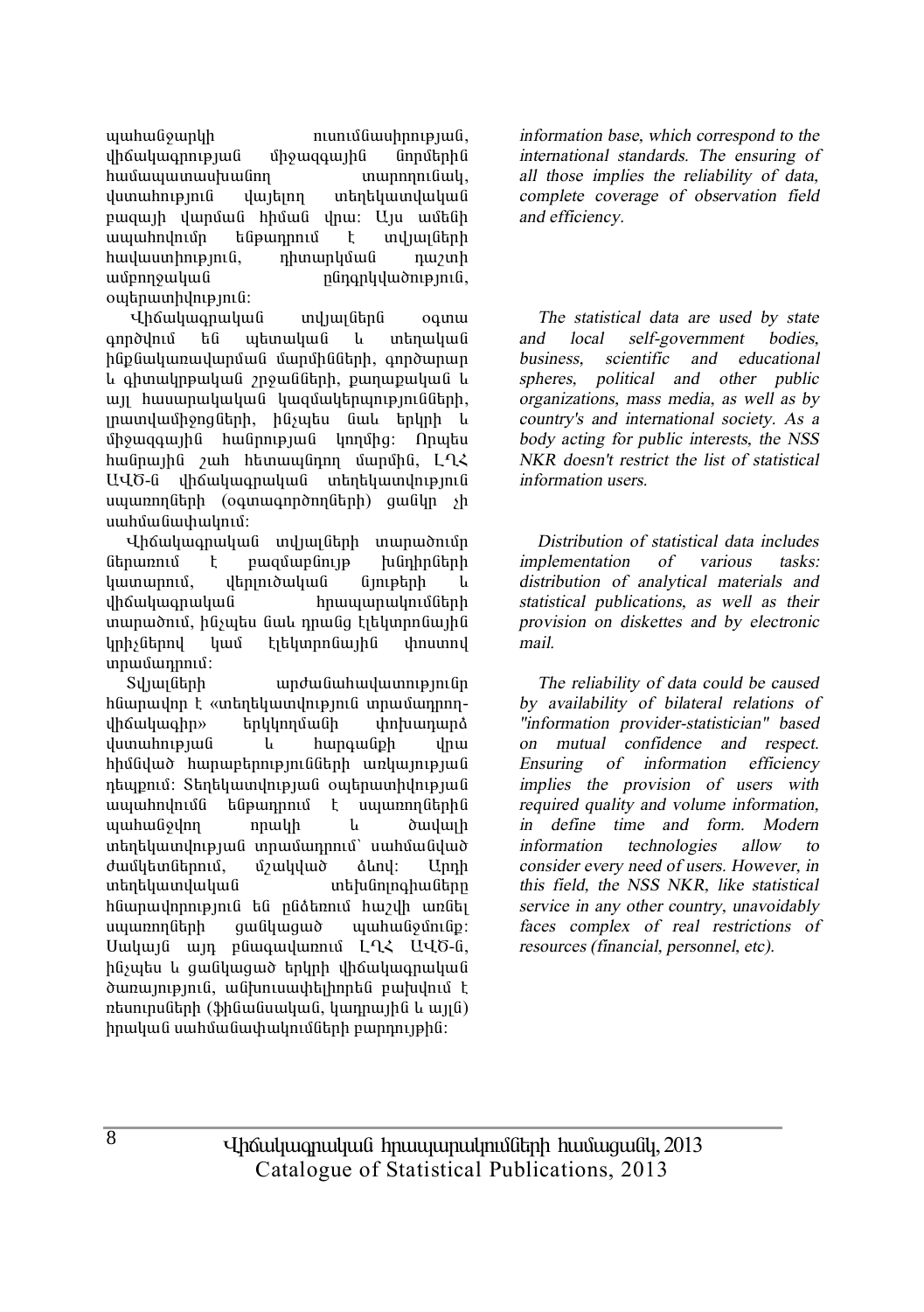պահանջարկի ուսումնասիրության, վիճակագրության միջազգային նորմերին համապատասխանող տարողունակ, վստահություն վայելող տեղեկատվական բազայի վարման հիման վրա: Այս ամենի ապահովումը ենթադրում է տվյալների հավաստիություն, դիտարկման դաշտի ամբողջական ընդգրկվածություն, օպերատիվություն:

Վիճակագրական տվյալներն օգտագործվում են պետական և տեղական ինքնակառավարման մարմինների, գործարար և գիտակրթական շրջանների, քաղաքական և այլ հասարակական կազմակերպությունների, լրատվամիջոցների, ինչպես նաև երկրի և միջազգային հանրության կողմից: Որպես հանրային շահ հետապնդող մարմին, ԼՂՀ ԱՎԾ-ն վիճակագրական տեղեկատվություն սպառողների (օգտագործողների) ցանկը չի սահմանափակում:

Վիճակագրական տվյալների տարածումը ներառում է բազմաբնույթ խնդիրների կատարում, վերլուծական նյութերի և վիճակագրական հրապարակումների տարածում, ինչպես նաև դրանց էլեկտրոնային կրիչներով կամ էլեկտրոնային փոստով տրամադրում:

Տվյալների արժանահավատությունը հնարավոր է «տեղեկատվություն տրամադրող-վիճակագիր» երկկողմանի փոխադարձ վստահության և հարգանքի վրա հիմնված հարաբերությունների առկայության դեպքում: Տեղեկատվության օպերատիվության ապահովումն ենթադրում է սպառողներին պահանջվող որակի և ծավալի տեղեկատվության տրամադրում` սահմանված ժամկետներում, մշակված ձևով: Արդի տեղեկատվական տեխնոլոգիաները հնարավորություն են ընձեռում հաշվի առնել սպառողների ցանկացած պահանջմունք: Սակայն այդ բնագավառում ԼՂՀ ԱՎԾ-ն, ինչպես և ցանկացած երկրի վիճակագրական ծառայություն, անխուսափելիորեն բախվում է ռեսուրսների (ֆինանսական, կադրային և այլն) իրական սահմանափակումների բարդույթին:

*information base, which correspond to the international standards. The ensuring of all those implies the reliability of data, complete coverage of observation field and efficiency.*

*The statistical data are used by state and local self-government bodies, business, scientific and educational spheres, political and other public organizations, mass media, as well as by country's and international society. As a body acting for public interests, the NSS NKR doesn't restrict the list of statistical information users.*

*Distribution of statistical data includes implementation of various tasks: distribution of analytical materials and statistical publications, as well as their provision on diskettes and by electronic mail.*

*The reliability of data could be caused by availability of bilateral relations of "information provider-statistician" based on mutual confidence and respect. Ensuring of information efficiency implies the provision of users with required quality and volume information, in define time and form. Modern information technologies allow to consider every need of users. However, in this field, the NSS NKR, like statistical service in any other country, unavoidably faces complex of real restrictions of resources (financial, personnel, etc).*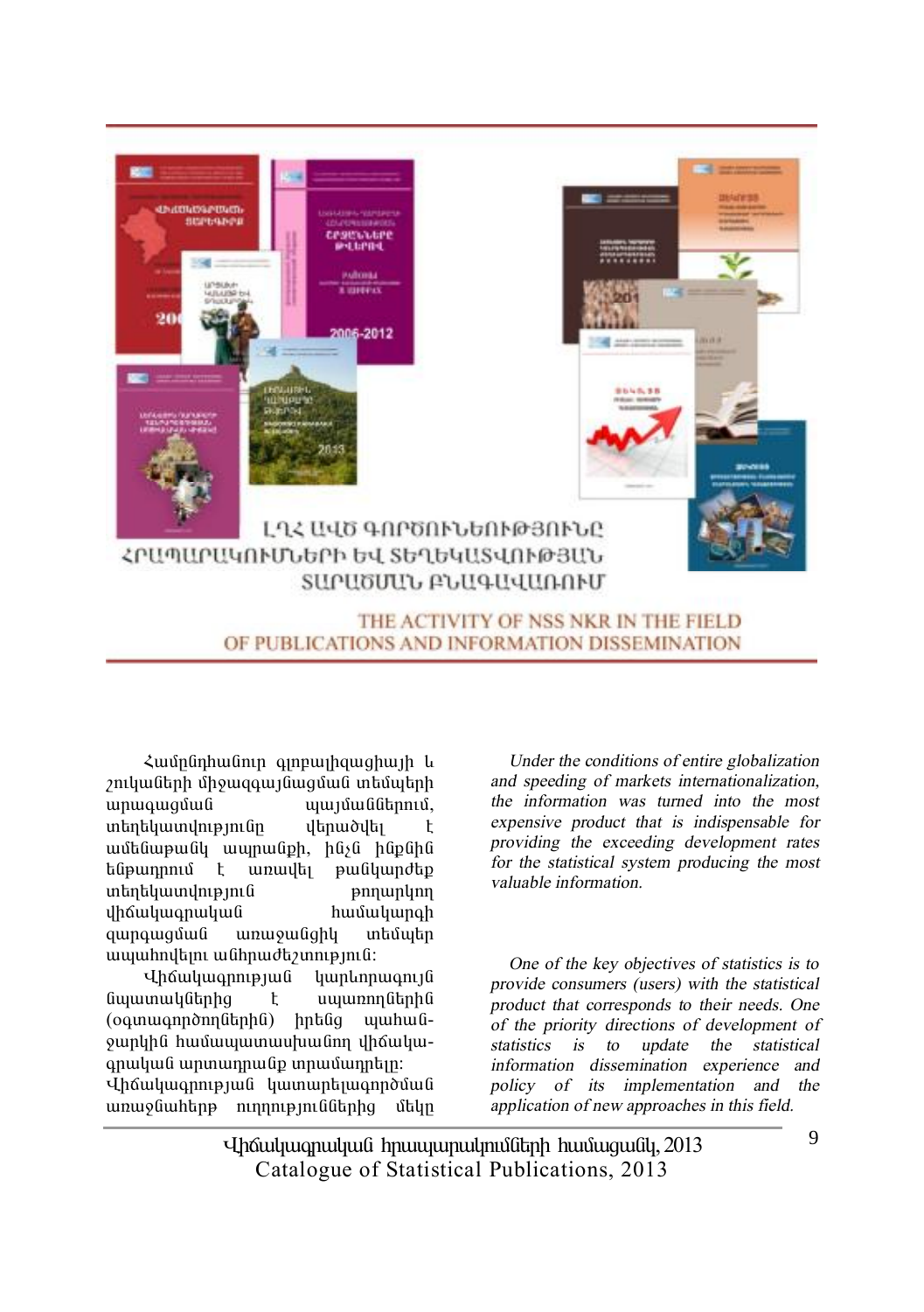## ԼՂՀ ԱՎԾ ԳՈՐԾՈՒՆԵՈՒԹՅՈՒՆԸ ՀՐԱՊԱՐԱԿՈՒՄՆԵՐԻ ԵՎ ՏԵՂԵԿԱՏՎՈՒԹՅԱՆ ՏԱՐԱԾՄԱՆ ԲՆԱԳԱՎԱՌՈՒՄ

## THE ACTIVITY OF NSS NKR IN THE FIELD OF PUBLICATIONS AND INFORMATION DISSEMINATION

Համընդհանուր գլոբալիզացիայի և շուկաների միջազգայնացման տեմպերի արագացման պայմաններում, տեղեկատվությունը վերածվել է ամենաթանկ ապրանքի, ինչն իր հերթին ենթադրում է առավել թանկարժեք տեղեկատվություն թողարկող վիճակագրական համակարգի զարգացման առաջանցիկ տեմպեր ապահովելու անհրաժեշտություն:

*Under the conditions of entire globalization and speeding of markets internationalization, the information was turned into the most expensive product that is indispensable for providing the exceeding development rates for the statistical system producing the most valuable information.*

Վիճակագրության կարևորագույն նպատակներից է սպառողներին (օգտագործողներին) իրենց պահանջարկին համապատասխանող վիճակագրական արտադրանք տրամադրելը: Վիճակագրության կատարելագործման առաջնահերթ ուղղություններից մեկը

*One of the key objectives of statistics is to provide consumers (users) with the statistical product that corresponds to their needs. One of the priority directions of development of statistics is to update the statistical information dissemination experience and policy of its implementation and the application of new approaches in this field.*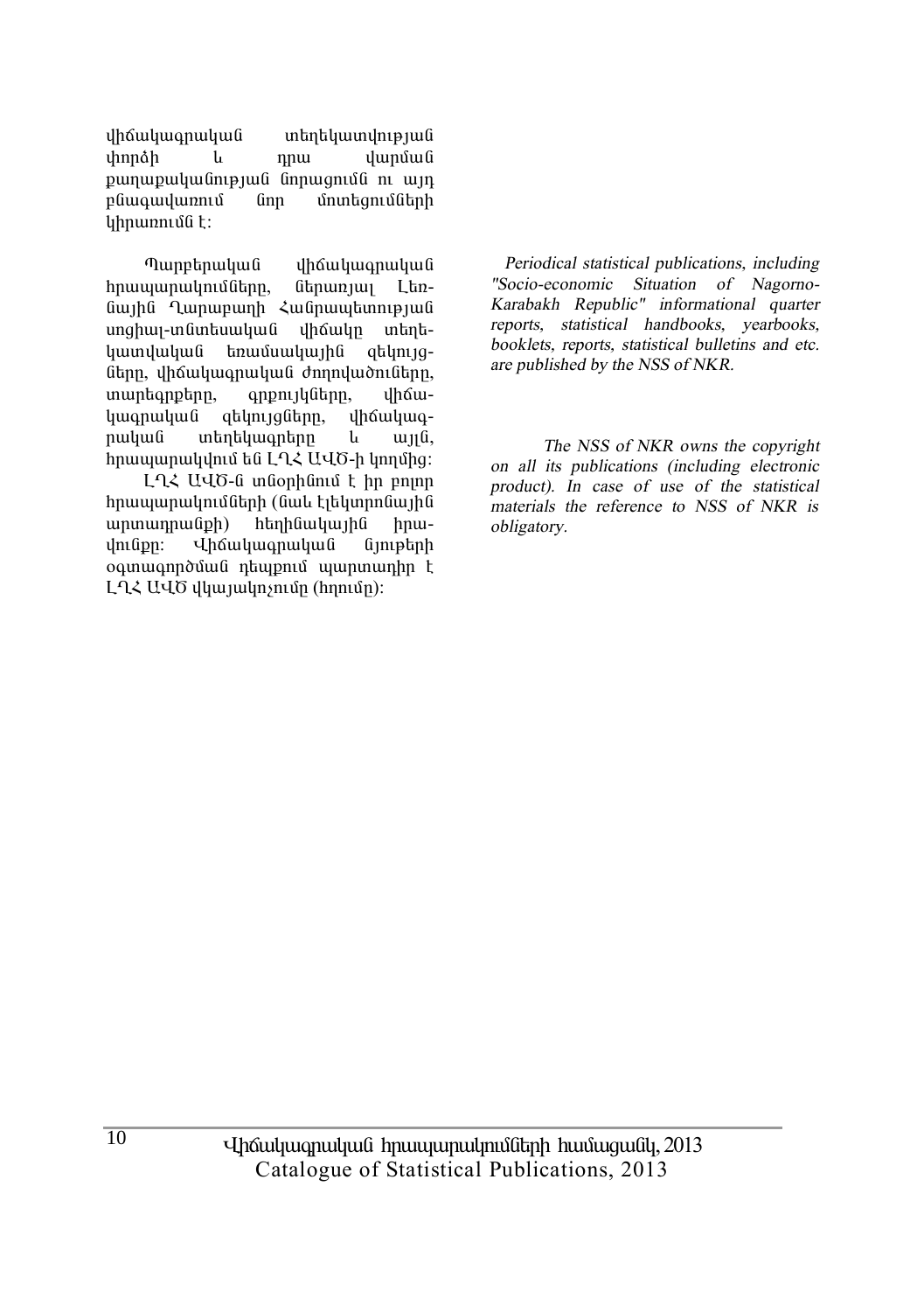վիճակագրական տեղեկատվության փորձի և դրա վարման քաղաքականության ձևավորման ու այդ բնագավառում նոր մոտեցումների կիրառումն է:

Պարբերական վիճակագրական հրապարակումները, ներառյալ Լեռնային Ղարաբաղի Հանրապետության սոցիալ-տնտեսական վիճակը տեղեկատվական եռամսյակային զեկույցները, վիճակագրական ժողովածուները, տարեգրքերը, գրքույկները, վիճակագրական զեկույցները, վիճակագրական տեղեկագրերը և այլն, հրապարակվում են ԼՂՀ ԱՎԾ-ի կողմից:

ԼՂՀ ԱՎԾ-ն տնօրինում է իր բոլոր հրապարակումների (նաև էլեկտրոնային արտադրանքի) հեղինակային իրավունքը: Վիճակագրական նյութերի օգտագործման դեպքում պարտադիր է ԼՂՀ ԱՎԾ վկայակոչումը (հղումը):

*Periodical statistical publications, including "Socio-economic Situation of Nagorno-Karabakh Republic" informational quarter reports, statistical handbooks, yearbooks, booklets, reports, statistical bulletins and etc. are published by the NSS of NKR.*

*The NSS of NKR owns the copyright on all its publications (including electronic product). In case of use of the statistical materials the reference to NSS of NKR is obligatory.*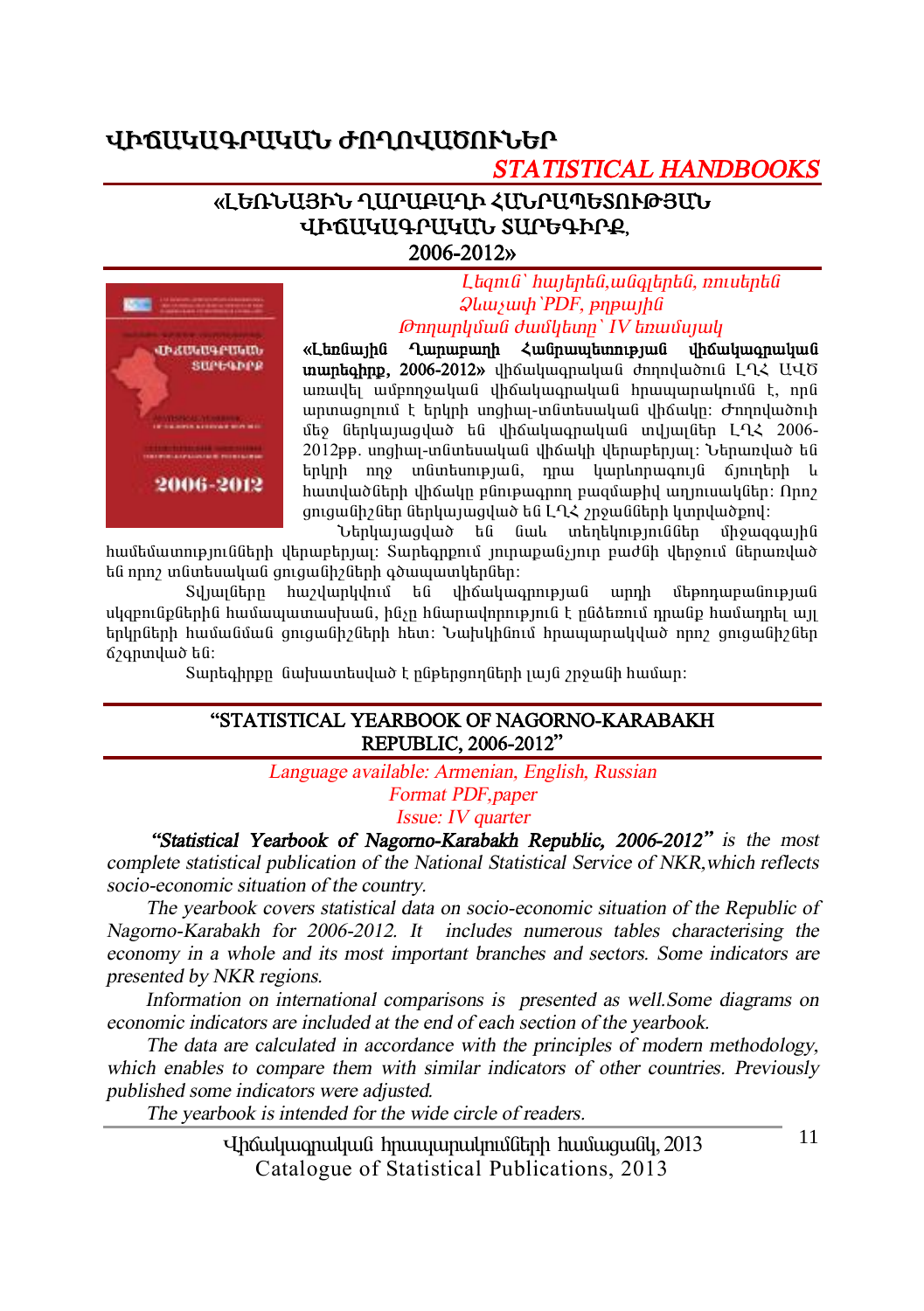# ՎԻՃԱԿԱԳՐԱԿԱՆ ԺՈՂՈՎԱԾՈՒՆԵՐ

## *STATISTICAL HANDBOOKS*

### «ԼԵՌՆԱՅԻՆ ՂԱՐԱԲԱՂԻ ՀԱՆՐԱՊԵՏՈՒԹՅԱՆ ՎԻՃԱԿԱԳՐԱԿԱՆ ՏԱՐԵԳԻՐՔ, 2006-2012»

*Լեզուն՝ հայերեն,անգլերեն, ռուսերեն*
*Ձևաչափ՝PDF, թղթային*
*Թողարկման ժամկետը՝ IV եռամսյակ*

**«Լեռնային Ղարաբաղի Հանրապետության վիճակագրական տարեգիրք, 2006-2012»** վիճակագրական ժողովածուն ԼՂՀ ԱՎԾ առավել ամբողջական վիճակագրական հրապարակումն է, որն արտացոլում է երկրի սոցիալ-տնտեսական վիճակը: Ժողովածուի մեջ ներկայացված են վիճակագրական տվյալներ ԼՂՀ 2006-2012թթ. սոցիալ-տնտեսական վիճակի վերաբերյալ: Ներառված են երկրի ողջ տնտեսության, դրա կարևորագույն ճյուղերի և հատվածների վիճակը բնութագրող բազմաթիվ աղյուսակներ: Որոշ ցուցանիշներ ներկայացված են ԼՂՀ շրջանների կտրվածքով:

Ներկայացված են նաև տեղեկություններ միջազգային համեմատությունների վերաբերյալ: Տարեգրքում յուրաքանչյուր բաժնի վերջում ներառված են որոշ տնտեսական ցուցանիշների գծապատկերներ:

Տվյալները հաշվարկվում են վիճակագրության արդի մեթոդաբանության սկզբունքներին համապատասխան, ինչը հնարավորություն է ընձեռում դրանք համադրել այլ երկրների համանման ցուցանիշների հետ: Նախկինում հրապարակված որոշ ցուցանիշներ ճշգրտված են:

Տարեգիրքը նախատեսված է ընթերցողների լայն շրջանի համար:

### “STATISTICAL YEARBOOK OF NAGORNO-KARABAKH REPUBLIC, 2006-2012”

*Language available: Armenian, English, Russian*
*Format PDF,paper*
*Issue: IV quarter*

***“Statistical Yearbook of Nagorno-Karabakh Republic, 2006-2012”*** *is the most complete statistical publication of the National Statistical Service of NKR,which reflects socio-economic situation of the country.*

*The yearbook covers statistical data on socio-economic situation of the Republic of Nagorno-Karabakh for 2006-2012. It includes numerous tables characterising the economy in a whole and its most important branches and sectors. Some indicators are presented by NKR regions.*

*Information on international comparisons is presented as well.Some diagrams on economic indicators are included at the end of each section of the yearbook.*

*The data are calculated in accordance with the principles of modern methodology, which enables to compare them with similar indicators of other countries. Previously published some indicators were adjusted.*

*The yearbook is intended for the wide circle of readers.*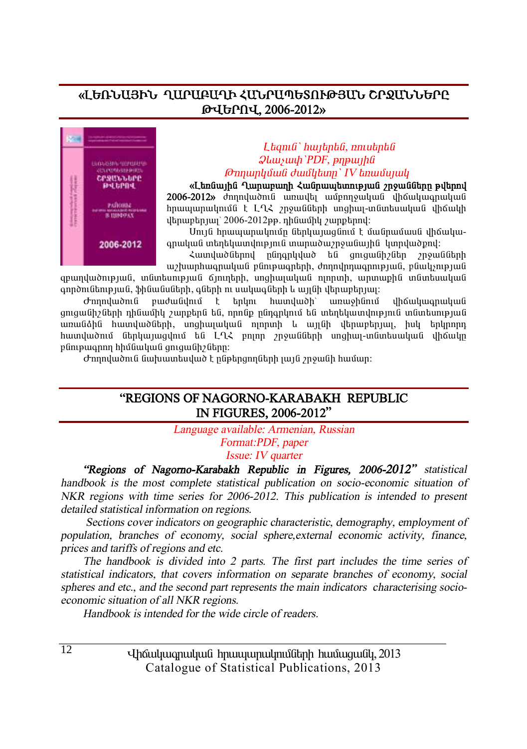## «ԼԵՌՆԱՅԻՆ ՂԱՐԱԲԱՂԻ ՀԱՆՐԱՊԵՏՈՒԹՅԱՆ ՇՐՋԱՆՆԵՐԸ ԹՎԵՐՈՎ, 2006-2012»

*Լեզուն՝ հայերեն, ռուսերեն*
*Ձևաչափ՝PDF, թղթային*
*Թողարկման ժամկետը՝ IV եռամսյակ*

**«Լեռնային Ղարաբաղի Հանրապետության շրջանները թվերով 2006-2012»** ժողովածուն առավել ամբողջական վիճակագրական հրապարակումն է ԼՂՀ շրջանների սոցիալ-տնտեսական վիճակի վերաբերյալ՝ 2006-2012թթ. դինամիկ շարքերով:

Սույն հրապարակումը ներկայացնում է մանրամասն վիճակագրական տեղեկատվություն տարածաշրջանային կտրվածքով:

Հատվածներով ընդգրկված են ցուցանիշներ շրջանների աշխարհագրական բնութագրերի, ժողովրդագրության, բնակչության զբաղվածության, տնտեսության ճյուղերի, սոցիալական ոլորտի, արտաքին տնտեսական գործունեության, ֆինանսների, գների ու սակագների և այլնի վերաբերյալ:

Ժողովածուն բաժանվում է երկու հատվածի՝ առաջինում վիճակագրական ցուցանիշների դինամիկ շարքերն են, որոնք ընդգրկում են տեղեկատվություն տնտեսության առանձին հատվածների, սոցիալական ոլորտի և այլնի վերաբերյալ, իսկ երկրորդ հատվածում ներկայացվում են ԼՂՀ բոլոր շրջանների սոցիալ-տնտեսական վիճակը բնութագրող հիմնական ցուցանիշները:

Ժողովածուն նախատեսված է ընթերցողների լայն շրջանի համար:

## "REGIONS OF NAGORNO-KARABAKH REPUBLIC IN FIGURES, 2006-2012"

*Language available: Armenian, Russian*
*Format:PDF, paper*
*Issue: IV quarter*

***"Regions of Nagorno-Karabakh Republic in Figures, 2006-2012"*** *statistical handbook is the most complete statistical publication on socio-economic situation of NKR regions with time series for 2006-2012. This publication is intended to present detailed statistical information on regions.*

*Sections cover indicators on geographic characteristic, demography, employment of population, branches of economy, social sphere,external economic activity, finance, prices and tariffs of regions and etc.*

*The handbook is divided into 2 parts. The first part includes the time series of statistical indicators, that covers information on separate branches of economy, social spheres and etc., and the second part represents the main indicators characterising socio-economic situation of all NKR regions.*

*Handbook is intended for the wide circle of readers.*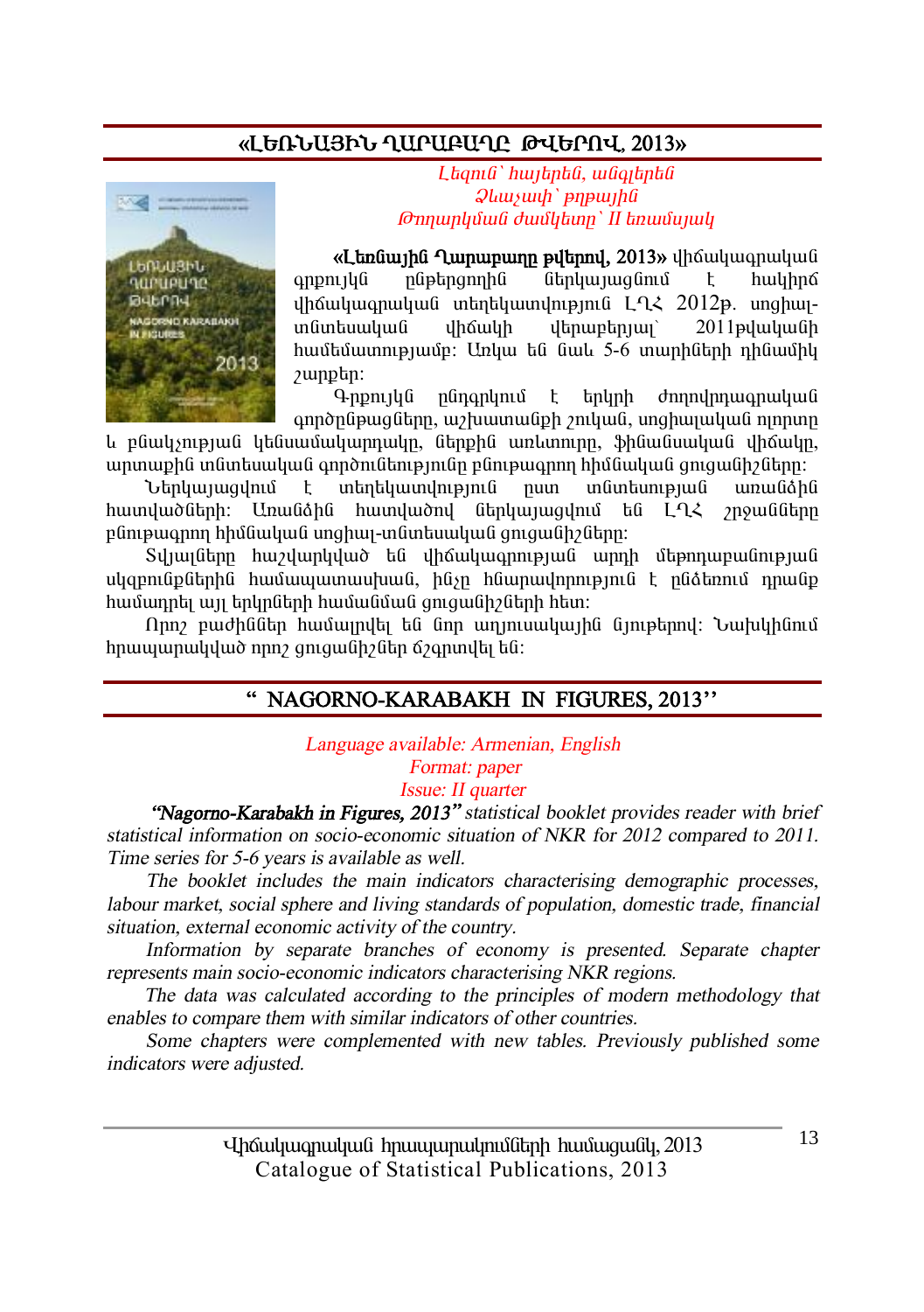## «ԼԵՌՆԱՅԻՆ ՂԱՐԱԲԱՂԸ ԹՎԵՐՈՎ, 2013»

*Լեզուն՝ հայերեն, անգլերեն*
*Ձևաչափ՝ թղթային*
*Թողարկման ժամկետը՝ II եռամսյակ*

**«Լեռնային Ղարաբաղը թվերով, 2013»** վիճակագրական գրքույկն ընթերցողին ներկայացնում է հակիրճ վիճակագրական տեղեկատվություն ԼՂՀ 2012թ. սոցիալ-տնտեսական վիճակի վերաբերյալ՝ 2011թվականի համեմատությամբ: Առկա են նաև 5-6 տարիների դինամիկ շարքեր:

Գրքույկն ընդգրկում է երկրի ժողովրդագրական գործընթացները, աշխատանքի շուկան, սոցիալական ոլորտը և բնակչության կենսամակարդակը, ներքին առևտուրը, ֆինանսական վիճակը, արտաքին տնտեսական գործունեությունը բնութագրող հիմնական ցուցանիշները:

Ներկայացվում է տեղեկատվություն ըստ տնտեսության առանձին հատվածների: Առանձին հատվածով ներկայացվում են ԼՂՀ շրջանները բնութագրող հիմնական սոցիալ-տնտեսական ցուցանիշները:

Տվյալները հաշվարկված են վիճակագրության արդի մեթոդաբանության սկզբունքներին համապատասխան, ինչը հնարավորություն է ընձեռում դրանք համադրել այլ երկրների համանման ցուցանիշների հետ:

Որոշ բաժիններ համալրվել են նոր աղյուսակային նյութերով: Նախկինում հրապարակված որոշ ցուցանիշներ ճշգրտվել են:

## " NAGORNO-KARABAKH IN FIGURES, 2013''

*Language available: Armenian, English*
*Format: paper*
*Issue: II quarter*

***"Nagorno-Karabakh in Figures, 2013"*** *statistical booklet provides reader with brief statistical information on socio-economic situation of NKR for 2012 compared to 2011. Time series for 5-6 years is available as well.*

*The booklet includes the main indicators characterising demographic processes, labour market, social sphere and living standards of population, domestic trade, financial situation, external economic activity of the country.*

*Information by separate branches of economy is presented. Separate chapter represents main socio-economic indicators characterising NKR regions.*

*The data was calculated according to the principles of modern methodology that enables to compare them with similar indicators of other countries.*

*Some chapters were complemented with new tables. Previously published some indicators were adjusted.*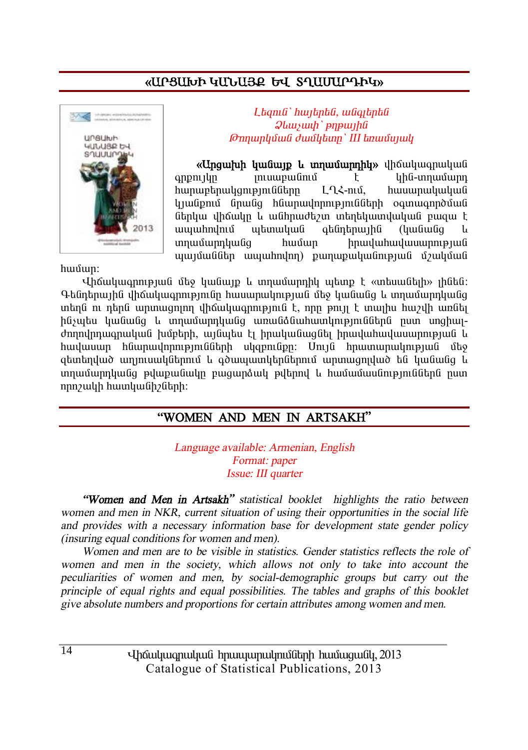## «ԱՐՑԱԽԻ ԿԱՆԱՅՔ ԵՎ ՏՂԱՄԱՐԴԻԿ»

*Լեզուն՝ հայերեն, անգլերեն*
*Ձևաչափ՝ թղթային*
*Թողարկման ժամկետը՝ III եռամսյակ*

**«Արցախի կանայք և տղամարդիկ»** վիճակագրական գրքույկը լուսաբանում է կին-տղամարդ հարաբերակցությունները ԼՂՀ-ում, հասարակական կյանքում նրանց հնարավորությունների օգտագործման ներկա վիճակը և անհրաժեշտ տեղեկատվական բազա է ապահովում պետական գենդերային (կանանց և տղամարդկանց համար իրավահավասարության պայմաններ ապահովող) քաղաքականության մշակման համար:

Վիճակագրության մեջ կանայք և տղամարդիկ պետք է «տեսանելի» լինեն: Գենդերային վիճակագրությունը հասարակության մեջ կանանց և տղամարդկանց տեղն ու դերն արտացոլող վիճակագրություն է, որը թույլ է տալիս հաշվի առնել ինչպես կանանց և տղամարդկանց առանձնահատկությունները ըստ սոցիալ-ժողովրդագրական խմբերի, այնպես էլ իրականացնել իրավահավասարության և հավասար հնարավորությունների սկզբունքը: Սույն հրատարակության մեջ զետեղված աղյուսակներում և գծապատկերներում արտացոլված են կանանց և տղամարդկանց թվաքանակը բացարձակ թվերով և համամասնություններն ըստ որոշակի հատկանիշների:

## "WOMEN AND MEN IN ARTSAKH"

*Language available: Armenian, English*
*Format: paper*
*Issue: III quarter*

*"Women and Men in Artsakh" statistical booklet highlights the ratio between women and men in NKR, current situation of using their opportunities in the social life and provides with a necessary information base for development state gender policy (insuring equal conditions for women and men).*

*Women and men are to be visible in statistics. Gender statistics reflects the role of women and men in the society, which allows not only to take into account the peculiarities of women and men, by social-demographic groups but carry out the principle of equal rights and equal possibilities. The tables and graphs of this booklet give absolute numbers and proportions for certain attributes among women and men.*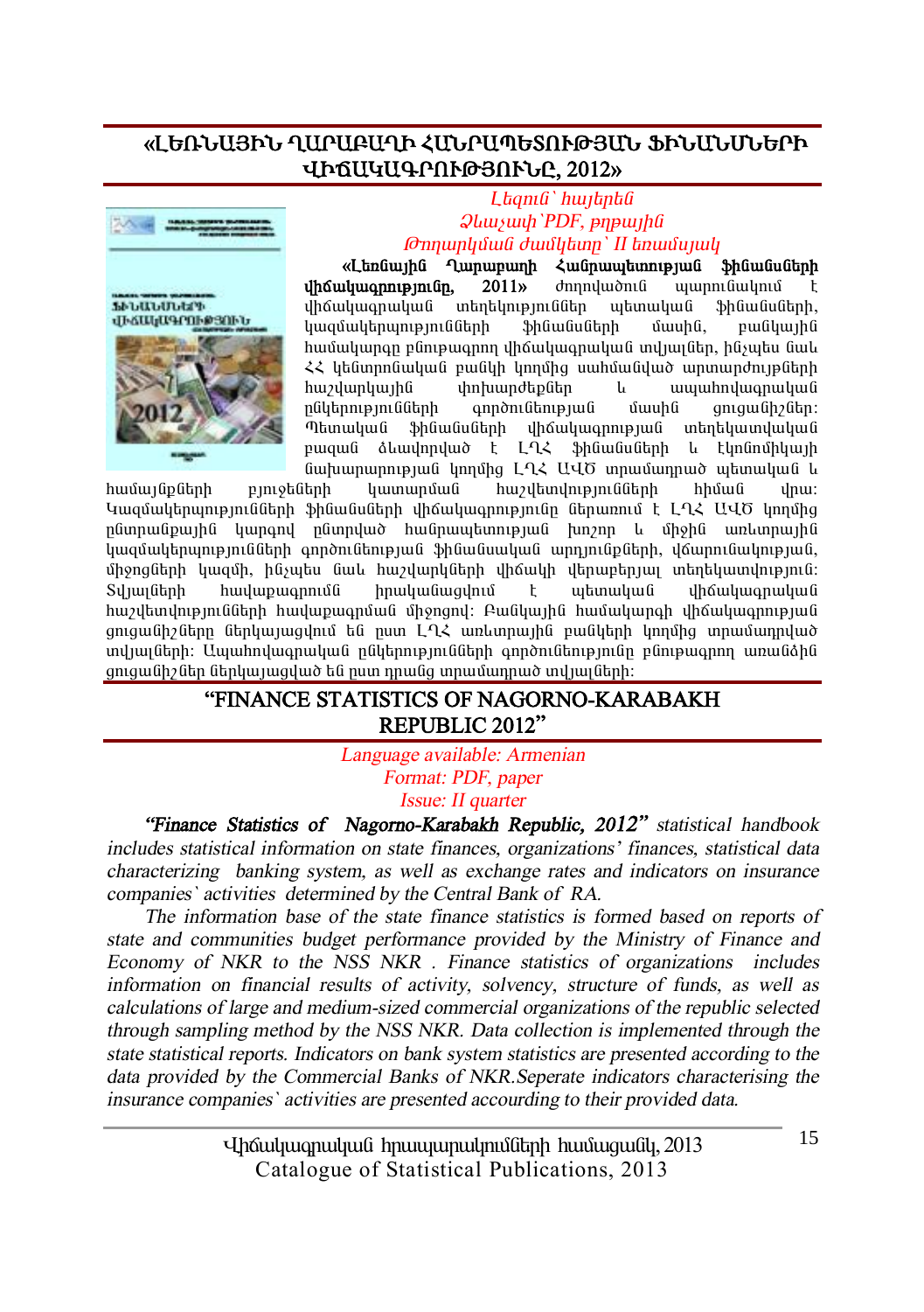## «ԼԵՌՆԱՅԻՆ ՂԱՐԱԲԱՂԻ ՀԱՆՐԱՊԵՏՈՒԹՅԱՆ ՖԻՆԱՆՍՆԵՐԻ ՎԻՃԱԿԱԳՐՈՒԹՅՈՒՆԸ, 2012»

*Լեզուն՝ հայերեն*
*Ձևաչափ՝PDF, թղթային*
*Թողարկման ժամկետը՝ II եռամսյակ*

**«Լեռնային Ղարաբաղի Հանրապետության ֆինանսների վիճակագրությունը, 2011»** ժողովածում պարունակում է վիճակագրական տեղեկություններ պետական ֆինանսների, կազմակերպությունների ֆինանսների մասին, բանկային համակարգը բնութագրող վիճակագրական տվյալներ, ինչպես նաև ՀՀ կենտրոնական բանկի կողմից սահմանված արտարժույթների հաշվարկային փոխարժեքներ և ապահովագրական ընկերությունների գործունեության մասին ցուցանիշներ: Պետական ֆինանսների վիճակագրության տեղեկատվական բազան ձևավորված է ԼՂՀ ֆինանսների և էկոնոմիկայի նախարարության կողմից ԼՂՀ ԱՎԾ տրամադրած պետական և համայնքների բյուջեների կատարման հաշվետվությունների հիման վրա: Կազմակերպությունների ֆինանսների վիճակագրությունը ներառում է ԼՂՀ ԱՎԾ կողմից ընտրանքային կարգով ընտրված հանրապետության խոշոր և միջին առևտրային կազմակերպությունների գործունեության ֆինանսական արդյունքների, վճարունակության, միջոցների կազմի, ինչպես նաև հաշվարկների վիճակի վերաբերյալ տեղեկատվությունն: Տվյալների հավաքագրումն իրականացվում է պետական վիճակագրական հաշվետվությունների հավաքագրման միջոցով: Բանկային համակարգի վիճակագրության ցուցանիշները ներկայացվում են ըստ ԼՂՀ առևտրային բանկերի կողմից տրամադրված տվյալների: Ապահովագրական ընկերությունների գործունեությունը բնութագրող առանձին ցուցանիշներ ներկայացված են ըստ դրանց տրամադրած տվյալների:

## "FINANCE STATISTICS OF NAGORNO-KARABAKH REPUBLIC 2012"

*Language available: Armenian*
*Format: PDF, paper*
*Issue: II quarter*

*"Finance Statistics of Nagorno-Karabakh Republic, 2012" statistical handbook includes statistical information on state finances, organizations' finances, statistical data characterizing banking system, as well as exchange rates and indicators on insurance companies` activities determined by the Central Bank of RA.*

*The information base of the state finance statistics is formed based on reports of state and communities budget performance provided by the Ministry of Finance and Economy of NKR to the NSS NKR . Finance statistics of organizations includes information on financial results of activity, solvency, structure of funds, as well as calculations of large and medium-sized commercial organizations of the republic selected through sampling method by the NSS NKR. Data collection is implemented through the state statistical reports. Indicators on bank system statistics are presented according to the data provided by the Commercial Banks of NKR.Seperate indicators characterising the insurance companies` activities are presented accourding to their provided data.*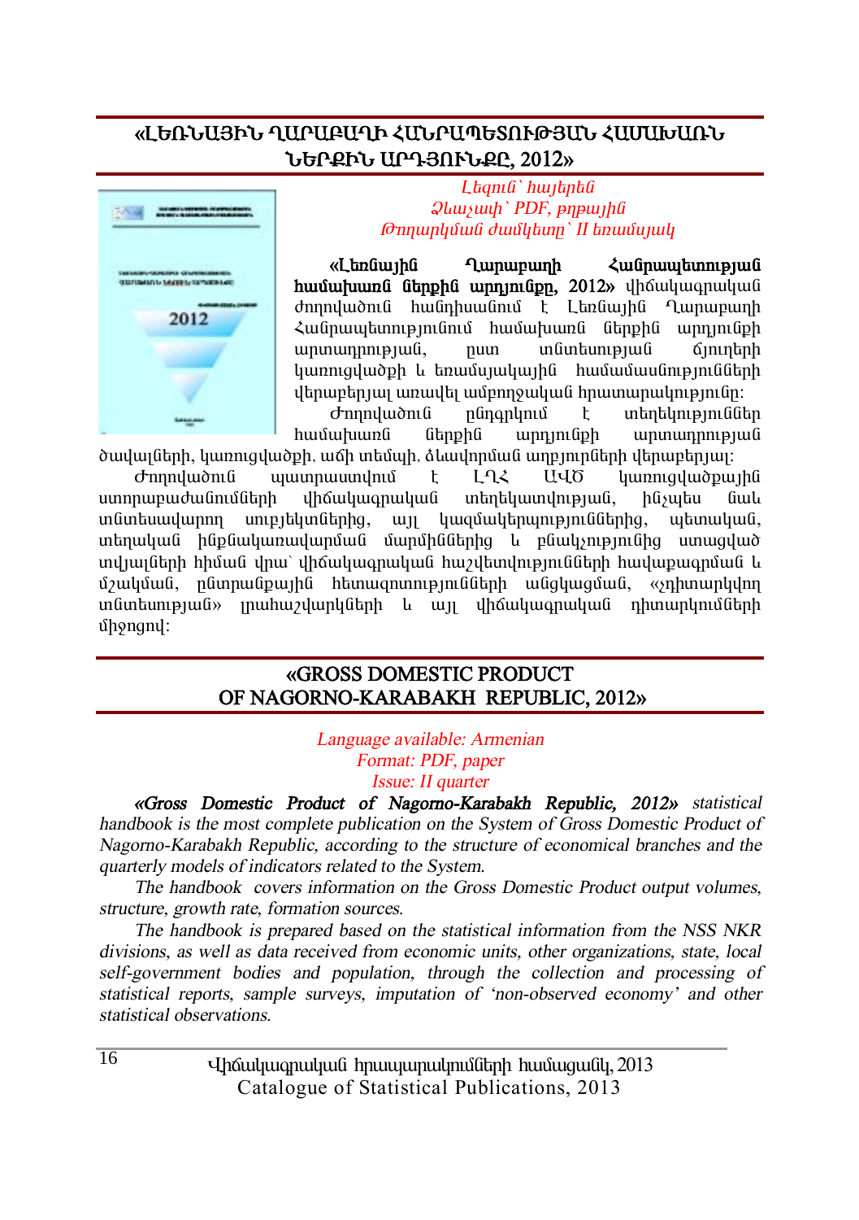## «ԼԵՌՆԱՅԻՆ ՂԱՐԱԲԱՂԻ ՀԱՆՐԱՊԵՏՈՒԹՅԱՆ ՀԱՄԱԽԱՌՆ ՆԵՐՔԻՆ ԱՐԴՅՈՒՆՔԸ, 2012»

*Լեզուն՝ հայերեն*
*Ձևաչափ՝ PDF, թղթային*
*Թողարկման ժամկետը՝ II եռամսյակ*

**«Լեռնային Ղարաբաղի Հանրապետության համախառն ներքին արդյունքը, 2012»** վիճակագրական ժողովածուն հանդիսանում է Լեռնային Ղարաբաղի Հանրապետությունում համախառն ներքին արդյունքի արտադրության, ըստ տնտեսության ճյուղերի կառուցվածքի և եռամսյակային համամասնությունների վերաբերյալ առավել ամբողջական հրատարակությունը:

Ժողովածուն ընդգրկում է տեղեկություններ համախառն ներքին արդյունքի արտադրության ծավալների, կառուցվածքի, աճի տեմպի, ձևավորման աղբյուրների վերաբերյալ:

Ժողովածուն պատրաստվում է ԼՂՀ ԱՎԾ կառուցվածքային ստորաբաժանումների վիճակագրական տեղեկատվության, ինչպես նաև տնտեսավարող սուբյեկտներից, այլ կազմակերպություններից, պետական, տեղական ինքնակառավարման մարմիններից և բնակչությունից ստացված տվյալների հիման վրա՝ վիճակագրական հաշվետվությունների հավաքագրման և մշակման, ընտրանքային հետազոտությունների անցկացման, «չդիտարկվող տնտեսության» լրահաշվարկների և այլ վիճակագրական դիտարկումների միջոցով:

## «GROSS DOMESTIC PRODUCT OF NAGORNO-KARABAKH REPUBLIC, 2012»

*Language available: Armenian*
*Format: PDF, paper*
*Issue: II quarter*

***«Gross Domestic Product of Nagorno-Karabakh Republic, 2012»*** *statistical handbook is the most complete publication on the System of Gross Domestic Product of Nagorno-Karabakh Republic, according to the structure of economical branches and the quarterly models of indicators related to the System.*

*The handbook covers information on the Gross Domestic Product output volumes, structure, growth rate, formation sources.*

*The handbook is prepared based on the statistical information from the NSS NKR divisions, as well as data received from economic units, other organizations, state, local self-government bodies and population, through the collection and processing of statistical reports, sample surveys, imputation of 'non-observed economy' and other statistical observations.*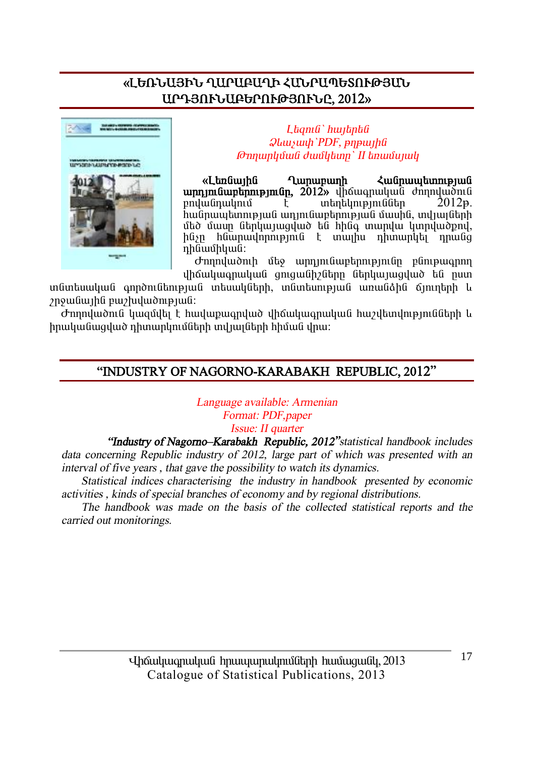## «ԼԵՌՆԱՅԻՆ ՂԱՐԱԲԱՂԻ ՀԱՆՐԱՊԵՏՈՒԹՅԱՆ ԱՐԴՅՈՒՆԱԲԵՐՈՒԹՅՈՒՆԸ, 2012»

*Լեզուն՝ հայերեն*
*Ձևաչափ՝PDF, թղթային*
*Թողարկման ժամկետը՝ II եռամսյակ*

**«Լեռնային Ղարաբաղի Հանրապետության արդյունաբերությունը, 2012»** վիճակագրական ժողովածուն բովանդակում է տեղեկություններ 2012թ. հանրապետության արդյունաբերության մասին, տվյալների մեծ մասը ներկայացված են հինգ տարվա կտրվածքով, ինչը հնարավորություն է տալիս դիտարկել դրանց դինամիկան:

Ժողովածուի մեջ արդյունաբերությունը բնութագրող վիճակագրական ցուցանիշները ներկայացված են ըստ տնտեսական գործունեության տեսակների, տնտեսության առանձին ճյուղերի և շրջանային բաշխվածության:

Ժողովածուն կազմվել է հավաքագրված վիճակագրական հաշվետվությունների և իրականացված դիտարկումների տվյալների հիման վրա:

## "INDUSTRY OF NAGORNO-KARABAKH REPUBLIC, 2012"

*Language available: Armenian*
*Format: PDF,paper*
*Issue: II quarter*

***"Industry of Nagorno–Karabakh Republic, 2012"****statistical handbook includes data concerning Republic industry of 2012, large part of which was presented with an interval of five years , that gave the possibility to watch its dynamics.*

*Statistical indices characterising the industry in handbook presented by economic activities , kinds of special branches of economy and by regional distributions.*

*The handbook was made on the basis of the collected statistical reports and the carried out monitorings.*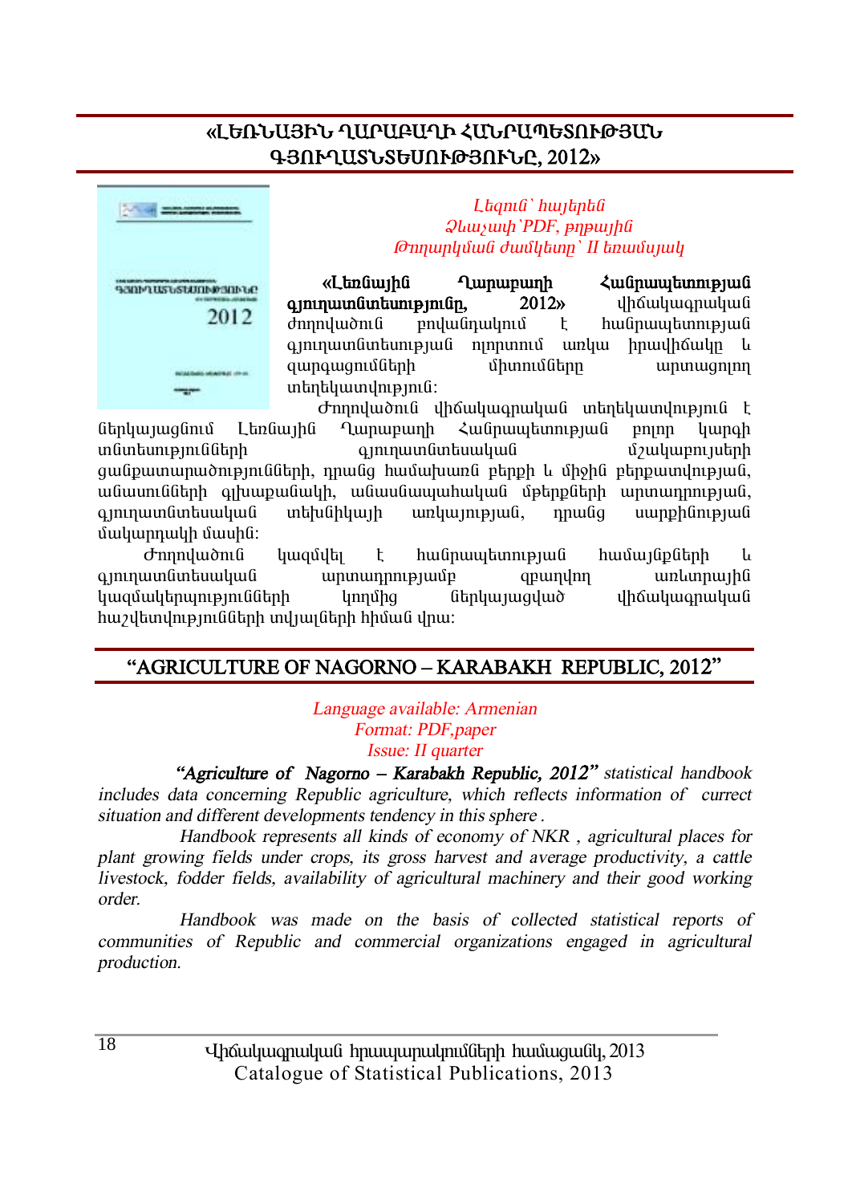## «ԼԵՌՆԱՅԻՆ ՂԱՐԱԲԱՂԻ ՀԱՆՐԱՊԵՏՈՒԹՅԱՆ ԳՅՈՒՂԱՏՆՏԵՍՈՒԹՅՈՒՆԸ, 2012»

*Լեզուն՝ հայերեն*
*Ձևաչափ՝PDF, թղթային*
*Թողարկման ժամկետը՝ II եռամսյակ*

**«Լեռնային Ղարաբաղի Հանրապետության գյուղատնտեսությունը, 2012»** վիճակագրական ժողովածուն բովանդակում է հանրապետության գյուղատնտեսության ոլորտում առկա իրավիճակը և զարգացումների միտումները արտացոլող տեղեկատվություն:

Ժողովածուն վիճակագրական տեղեկատվություն է ներկայացնում Լեռնային Ղարաբաղի Հանրապետության բոլոր կարգի տնտեսությունների գյուղատնտեսական մշակաբույսերի ցանքատարածությունների, դրանց համախառն բերքի և միջին բերքատվության, անասունների գլխաքանակի, անասնապահական մթերքների արտադրության, գյուղատնտեսական տեխնիկայի առկայության, դրանց սարքինության մակարդակի մասին:

Ժողովածուն կազմվել է հանրապետության համայնքների և գյուղատնտեսական արտադրությամբ զբաղվող առևտրային կազմակերպությունների կողմից ներկայացված վիճակագրական հաշվետվությունների տվյալների հիման վրա:

## “AGRICULTURE OF NAGORNO – KARABAKH REPUBLIC, 2012”

*Language available: Armenian*
*Format: PDF,paper*
*Issue: II quarter*

***“Agriculture of Nagorno – Karabakh Republic, 2012”*** *statistical handbook includes data concerning Republic agriculture, which reflects information of currect situation and different developments tendency in this sphere .*

*Handbook represents all kinds of economy of NKR , agricultural places for plant growing fields under crops, its gross harvest and average productivity, a cattle livestock, fodder fields, availability of agricultural machinery and their good working order.*

*Handbook was made on the basis of collected statistical reports of communities of Republic and commercial organizations engaged in agricultural production.*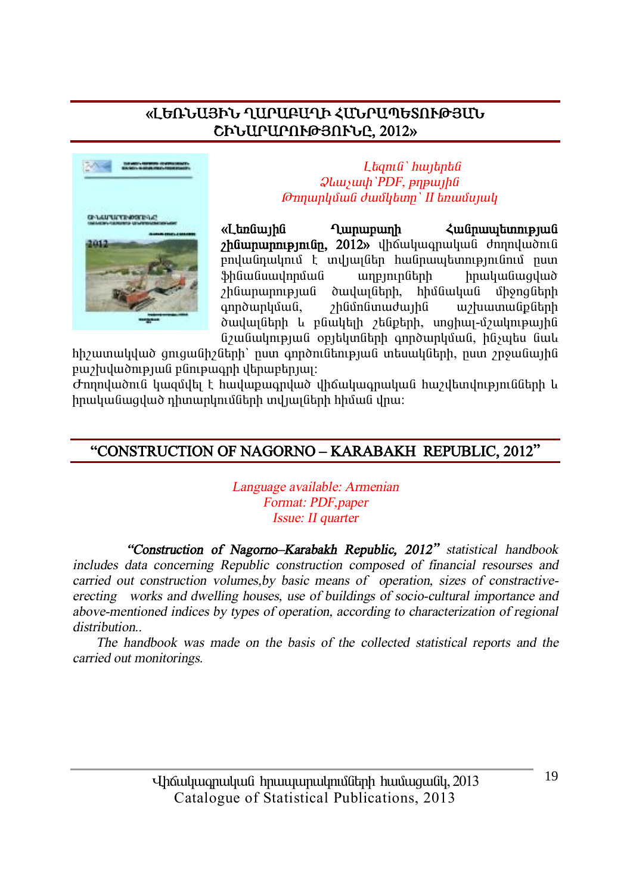## «ԼԵՌՆԱՅԻՆ ՂԱՐԱԲԱՂԻ ՀԱՆՐԱՊԵՏՈՒԹՅԱՆ ՇԻՆԱՐԱՐՈՒԹՅՈՒՆԸ, 2012»

*Լեզուն՝ հայերեն*
*Ձևաչափ՝PDF, թղթային*
*Թողարկման ժամկետը՝ II եռամսյակ*

**«Լեռնային Ղարաբաղի Հանրապետության շինարարությունը, 2012»** վիճակագրական ժողովածուն ընդգրկում է տվյալներ հանրապետությունում ըստ ֆինանսավորման աղբյուրների իրականացված շինարարության ծավալների, հիմնական միջոցների գործարկման, շինմոնտաժային աշխատանքների ծավալների և բնակելի շենքերի, սոցիալ-մշակութային նշանակության օբյեկտների գործարկման, ինչպես նաև հիշատակված ցուցանիշների՝ ըստ գործունեության տեսակների, ըստ շրջանային բաշխվածության բնութագրի վերաբերյալ:

Ժողովածուն կազմվել է հավաքագրված վիճակագրական հաշվետվությունների և իրականացված դիտարկումների տվյալների հիման վրա:

## "CONSTRUCTION OF NAGORNO – KARABAKH REPUBLIC, 2012"

*Language available: Armenian*
*Format: PDF,paper*
*Issue: II quarter*

***"Construction of Nagorno–Karabakh Republic, 2012"*** *statistical handbook includes data concerning Republic construction composed of financial resourses and carried out construction volumes,by basic means of operation, sizes of constractive-erecting works and dwelling houses, use of buildings of socio-cultural importance and above-mentioned indices by types of operation, according to characterization of regional distribution..*

*The handbook was made on the basis of the collected statistical reports and the carried out monitorings.*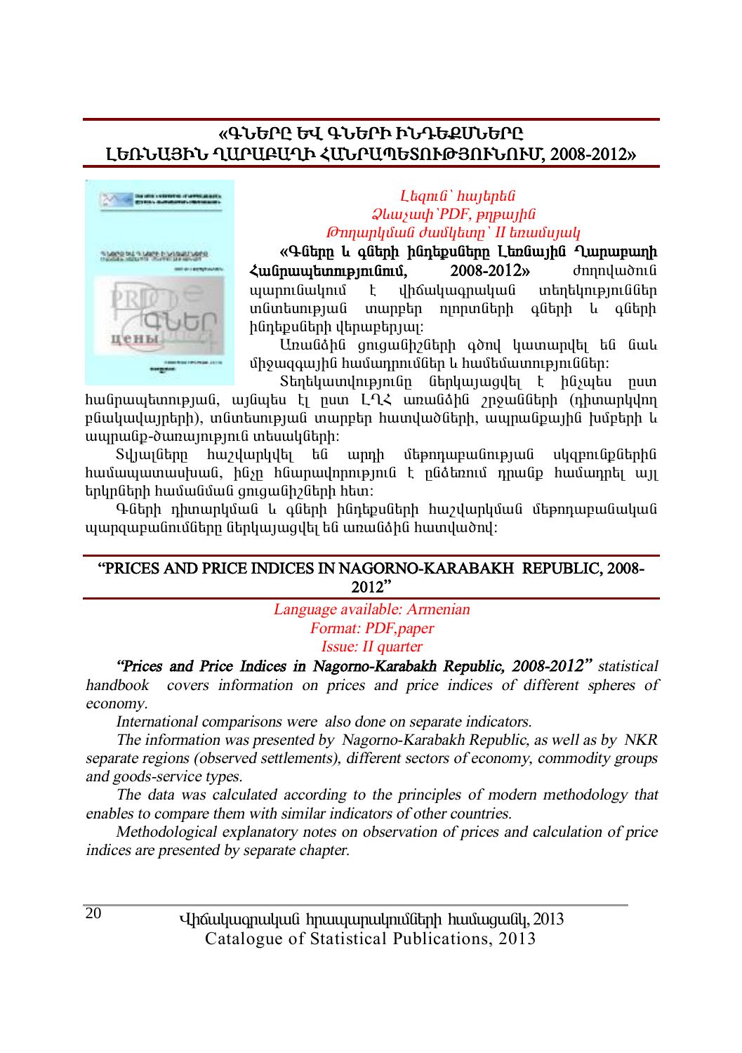## «ԳՆԵՐԸ ԵՎ ԳՆԵՐԻ ԻՆԴԵՔՍՆԵՐԸ ԼԵՌՆԱՅԻՆ ՂԱՐԱԲԱՂԻ ՀԱՆՐԱՊԵՏՈՒԹՅՈՒՆՈՒՄ, 2008-2012»

*Լեզուն՝ հայերեն*
*Ձևաչափ՝PDF, թղթային*
*Թողարկման ժամկետը՝ II եռամսյակ*

**«Գները և գների ինդեքսները Լեռնային Ղարաբաղի Հանրապետությունում, 2008-2012»** ժողովածուն պարունակում է վիճակագրական տեղեկություններ տնտեսության տարբեր ոլորտների գների և գների ինդեքսների վերաբերյալ:

Առանձին ցուցանիշների գծով կատարվել են նաև միջազգային համադրումներ և համեմատություններ:

Տեղեկատվությունը ներկայացվել է ինչպես ըստ հանրապետության, այնպես էլ ըստ ԼՂՀ առանձին շրջանների (դիտարկվող բնակավայրերի), տնտեսության տարբեր հատվածների, ապրանքային խմբերի և ապրանք-ծառայություն տեսակների:

Տվյալները հաշվարկվել են արդի մեթոդաբանության սկզբունքներին համապատասխան, ինչը հնարավորություն է ընձեռում դրանք համադրել այլ երկրների համանման ցուցանիշների հետ:

Գների դիտարկման և գների ինդեքսների հաշվարկման մեթոդաբանական պարզաբանումները ներկայացվել են առանձին հատվածով:

## "PRICES AND PRICE INDICES IN NAGORNO-KARABAKH REPUBLIC, 2008-2012"

*Language available: Armenian*
*Format: PDF,paper*
*Issue: II quarter*

***"Prices and Price Indices in Nagorno-Karabakh Republic, 2008-2012"*** *statistical handbook covers information on prices and price indices of different spheres of economy.*

*International comparisons were also done on separate indicators.*

*The information was presented by Nagorno-Karabakh Republic, as well as by NKR separate regions (observed settlements), different sectors of economy, commodity groups and goods-service types.*

*The data was calculated according to the principles of modern methodology that enables to compare them with similar indicators of other countries.*

*Methodological explanatory notes on observation of prices and calculation of price indices are presented by separate chapter.*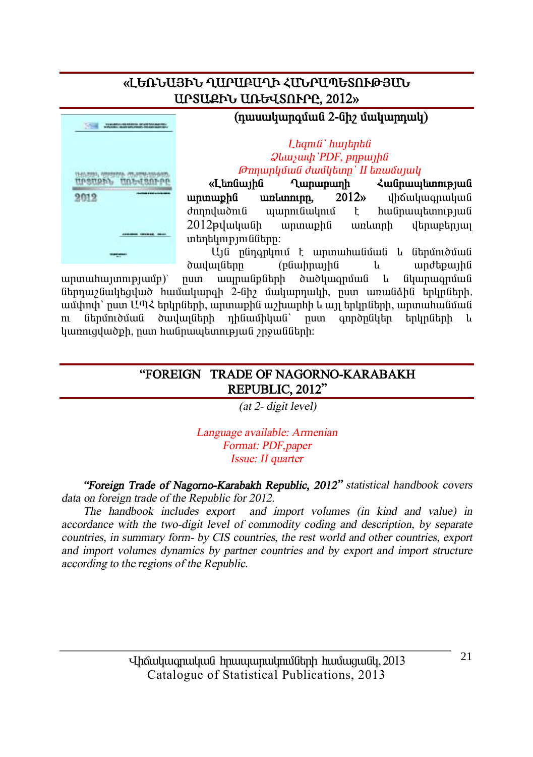## «ԼԵՌՆԱՅԻՆ ՂԱՐԱԲԱՂԻ ՀԱՆՐԱՊԵՏՈՒԹՅԱՆ ԱՐՏԱՔԻՆ ԱՌԵՎՏՈՒՐԸ, 2012»

**(դասակարգման 2-նիշ մակարդակ)**

*Լեզուն՝ հայերեն*
*Ձևաչափ՝PDF, թղթային*
*Թողարկման ժամկետը՝ II եռամսյակ*

**«Լեռնային Ղարաբաղի Հանրապետության արտաքին առևտուրը, 2012»** վիճակագրական ժողովածուն պարունակում է հանրապետության 2012թվականի արտաքին առևտրի վերաբերյալ տեղեկությունները:

Այն ընդգրկում է արտահանման և ներմուծման ծավալները (բնաիրային և արժեքային արտահայտությամբ)՝ ըստ ապրանքների ծածկագրման և նկարագրման ներդաշնակեցված համակարգի 2-նիշ մակարդակի, ըստ առանձին երկրների, ամփոփ՝ ըստ ԱՊՀ երկրների, արտաքին աշխարհի և այլ երկրների, արտահանման ու ներմուծման ծավալների դինամիկան՝ ըստ գործընկեր երկրների և կառուցվածքի, ըստ հանրապետության շրջանների:

## "FOREIGN TRADE OF NAGORNO-KARABAKH REPUBLIC, 2012"

*(at 2- digit level)*

*Language available: Armenian*
*Format: PDF,paper*
*Issue: II quarter*

***"Foreign Trade of Nagorno-Karabakh Republic, 2012"*** *statistical handbook covers data on foreign trade of the Republic for 2012.*

*The handbook includes export and import volumes (in kind and value) in accordance with the two-digit level of commodity coding and description, by separate countries, in summary form- by CIS countries, the rest world and other countries, export and import volumes dynamics by partner countries and by export and import structure according to the regions of the Republic.*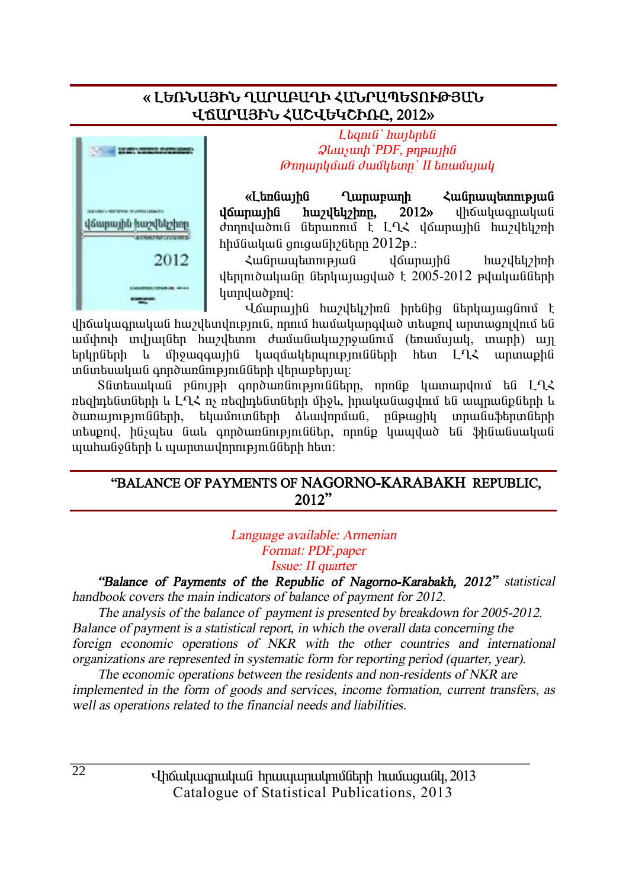## « ԼԵՌՆԱՅԻՆ ՂԱՐԱԲԱՂԻ ՀԱՆՐԱՊԵՏՈՒԹՅԱՆ ՎՃԱՐԱՅԻՆ ՀԱՇՎԵԿՇԻՌԸ, 2012»

*Լեզուն՝ հայերեն*
*Ձևաչափ՝PDF, թղթային*
*Թողարկման ժամկետը՝ II եռամսյակ*

**«Լեռնային Ղարաբաղի Հանրապետության վճարային հաշվեկշիռը, 2012»** վիճակագրական ժողովածուն ներառում է ԼՂՀ վճարային հաշվեկշռի հիմնական ցուցանիշները 2012թ.:

Հանրապետության վճարային հաշվեկշռի վերլուծականը ներկայացված է 2005-2012 թվականների կտրվածքով:

Վճարային հաշվեկշիռն իրենից ներկայացնում է վիճակագրական հաշվետվություն, որում համակարգված տեսքով արտացոլվում են ամփոփ տվյալներ հաշվետու ժամանակաշրջանում (եռամսյակ, տարի) այլ երկրների և միջազգային կազմակերպությունների հետ ԼՂՀ արտաքին տնտեսական գործառնությունների վերաբերյալ:

Տնտեսական բնույթի գործառնությունները, որոնք կատարվում են ԼՂՀ ռեզիդենտների և ԼՂՀ ոչ ռեզիդենտների միջև, իրականացվում են ապրանքների և ծառայությունների, եկամուտների ձևավորման, ընթացիկ տրանսֆերտների տեսքով, ինչպես նաև գործառնություններ, որոնք կապված են ֆինանսական պահանջների և պարտավորությունների հետ:

## "BALANCE OF PAYMENTS OF NAGORNO-KARABAKH REPUBLIC, 2012"

*Language available: Armenian*
*Format: PDF,paper*
*Issue: II quarter*

*"Balance of Payments of the Republic of Nagorno-Karabakh, 2012" statistical handbook covers the main indicators of balance of payment for 2012.*

*The analysis of the balance of payment is presented by breakdown for 2005-2012. Balance of payment is a statistical report, in which the overall data concerning the foreign economic operations of NKR with the other countries and international organizations are represented in systematic form for reporting period (quarter, year).*

*The economic operations between the residents and non-residents of NKR are implemented in the form of goods and services, income formation, current transfers, as well as operations related to the financial needs and liabilities.*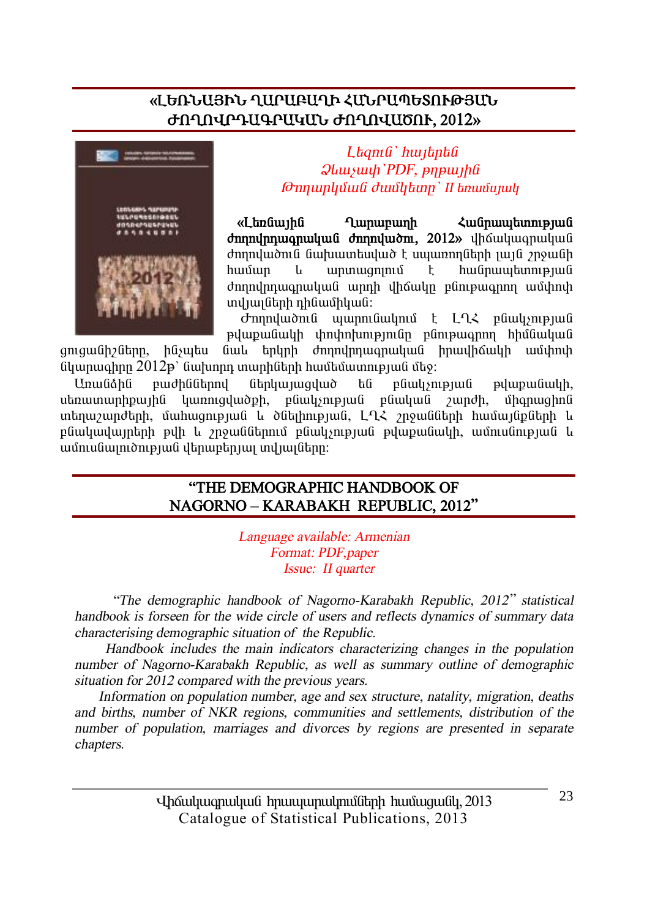## «ԼԵՌՆԱՅԻՆ ՂԱՐԱԲԱՂԻ ՀԱՆՐԱՊԵՏՈՒԹՅԱՆ ԺՈՂՈՎՐԴԱԳՐԱԿԱՆ ԺՈՂՈՎԱԾՈՒ, 2012»

*Լեզուն՝ հայերեն*
*Ձևաչափ՝PDF, թղթային*
*Թողարկման ժամկետը՝ II եռամսյակ*

**«Լեռնային Ղարաբաղի Հանրապետության ժողովրդագրական ժողովածու, 2012»** վիճակագրական ժողովածուն նախատեսված է սպառողների լայն շրջանի համար և արտացոլում է հանրապետության ժողովրդագրական արդի վիճակը բնութագրող ամփոփ տվյալների դինամիկան:

Ժողովածուն պարունակում է ԼՂՀ բնակչության թվաքանակի փոփոխությունը բնութագրող հիմնական ցուցանիշները, ինչպես նաև երկրի ժողովրդագրական իրավիճակի ամփոփ նկարագիրը 2012թ՝ նախորդ տարիների համեմատությամբ մեջ:

Առանձին բաժիններով ներկայացված են բնակչության թվաքանակի, սեռատարիքային կառուցվածքի, բնակչության բնական շարժի, միգրացիոն տեղաշարժերի, մահացության և ծնելիության, ԼՂՀ շրջանների համայնքների և բնակավայրերի թվի և շրջաններում բնակչության թվաքանակի, ամուսնության և ամուսնալուծության վերաբերյալ տվյալները:

## "THE DEMOGRAPHIC HANDBOOK OF NAGORNO – KARABAKH REPUBLIC, 2012"

*Language available: Armenian*
*Format: PDF,paper*
*Issue: II quarter*

*"The demographic handbook of Nagorno-Karabakh Republic, 2012" statistical handbook is forseen for the wide circle of users and reflects dynamics of summary data characterising demographic situation of the Republic.*

*Handbook includes the main indicators characterizing changes in the population number of Nagorno-Karabakh Republic, as well as summary outline of demographic situation for 2012 compared with the previous years.*

*Information on population number, age and sex structure, natality, migration, deaths and births, number of NKR regions, communities and settlements, distribution of the number of population, marriages and divorces by regions are presented in separate chapters.*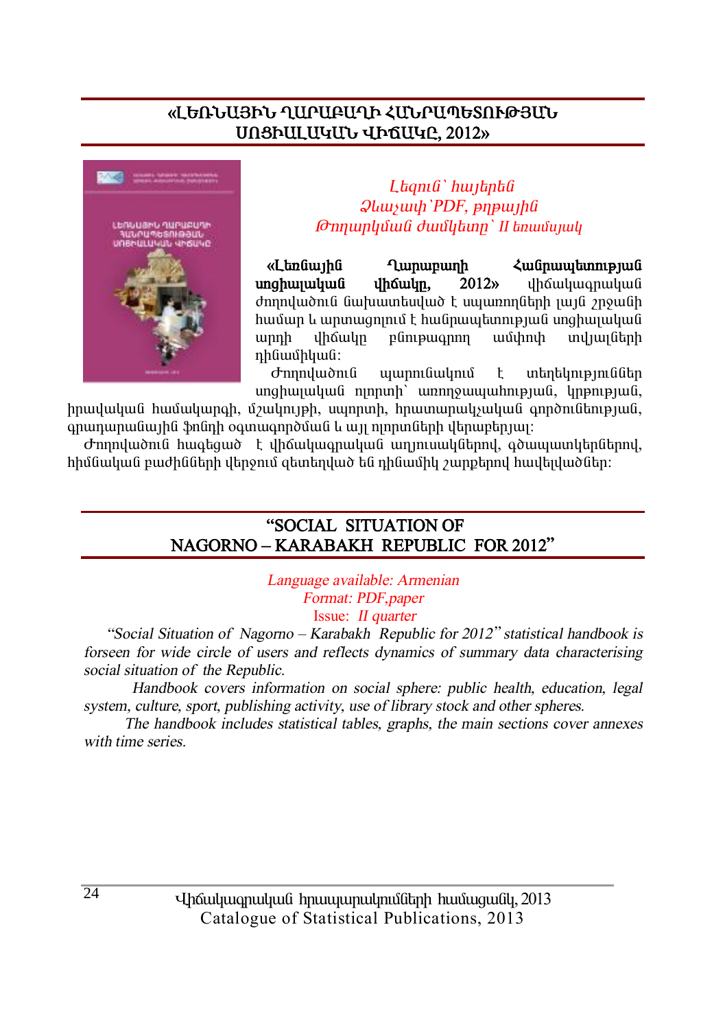## «ԼԵՌՆԱՅԻՆ ՂԱՐԱԲԱՂԻ ՀԱՆՐԱՊԵՏՈՒԹՅԱՆ ՍՈՑԻԱԼԱԿԱՆ ՎԻՃԱԿԸ, 2012»

*Լեզուն՝ հայերեն*
*Ձևաչափ՝PDF, թղթային*
*Թողարկման ժամկետը՝ II եռամսյակ*

**«Լեռնային Ղարաբաղի Հանրապետության սոցիալական վիճակը, 2012»** վիճակագրական ժողովածուն նախատեսված է սպառողների լայն շրջանի համար և արտացոլում է հանրապետության սոցիալական արդի վիճակը բնութագրող ամփոփ տվյալների դինամիկան:

Ժողովածուն պարունակում է տեղեկություններ սոցիալական ոլորտի՝ առողջապահության, կրթության, իրավական համակարգի, մշակույթի, սպորտի, հրատարակչական գործունեության, գրադարանային ֆոնդի օգտագործման և այլ ոլորտների վերաբերյալ:

Ժողովածուն հագեցած է վիճակագրական աղյուսակներով, գծապատկերներով, հիմնական բաժինների վերջում զետեղված են դինամիկ շարքերով հավելվածներ:

## “SOCIAL SITUATION OF NAGORNO – KARABAKH REPUBLIC FOR 2012”

*Language available: Armenian*
*Format: PDF,paper*
Issue: *II quarter*

*“Social Situation of Nagorno – Karabakh Republic for 2012” statistical handbook is forseen for wide circle of users and reflects dynamics of summary data characterising social situation of the Republic.*

*Handbook covers information on social sphere: public health, education, legal system, culture, sport, publishing activity, use of library stock and other spheres.*

*The handbook includes statistical tables, graphs, the main sections cover annexes with time series.*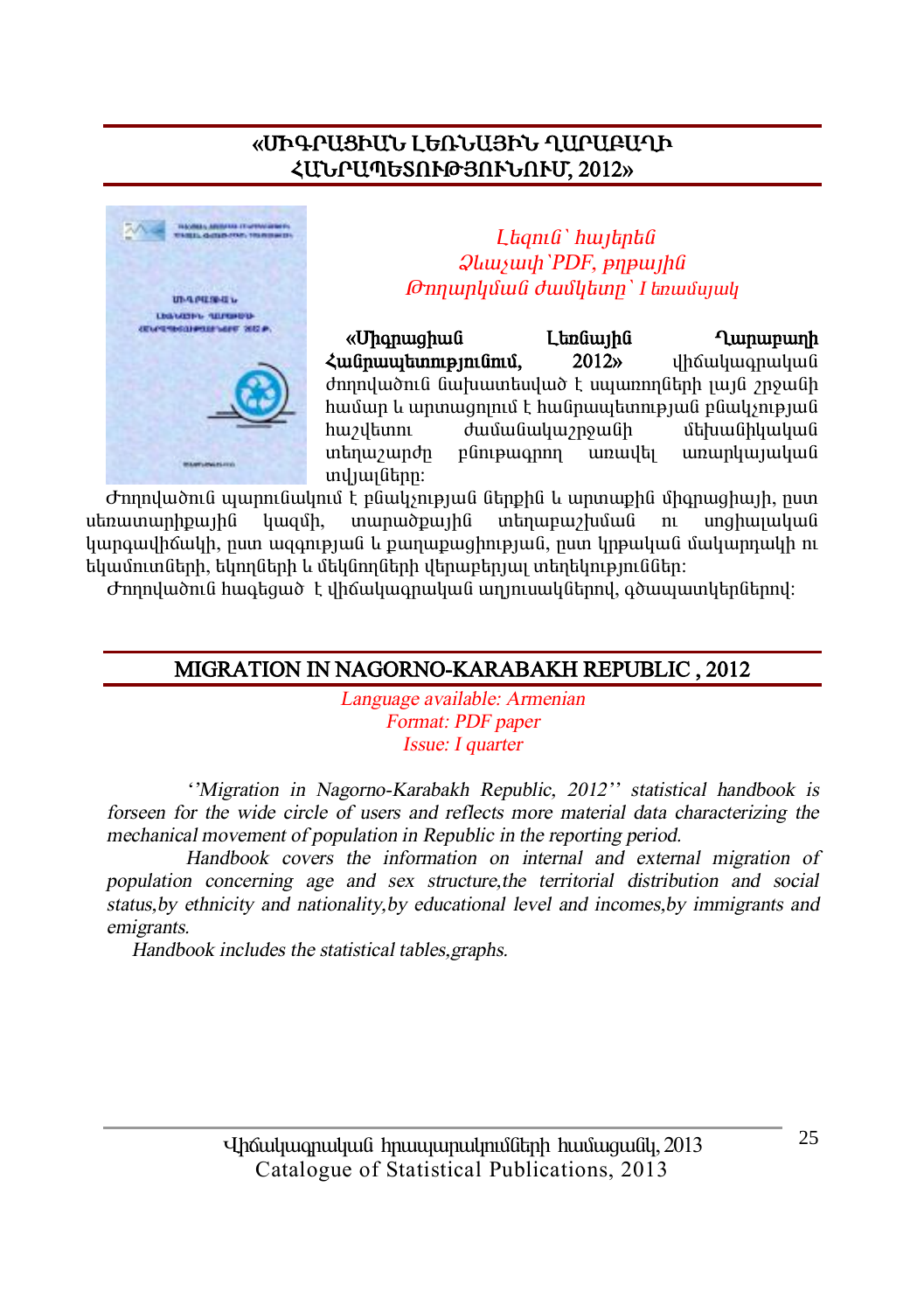## «ՄԻԳՐԱՑԻԱՆ ԼԵՌՆԱՅԻՆ ՂԱՐԱԲԱՂԻ ՀԱՆՐԱՊԵՏՈՒԹՅՈՒՆՈՒՄ, 2012»

*Լեզուն՝ հայերեն*
*Ձևաչափ՝PDF, թղթային*
*Թողարկման ժամկետը՝ I եռամսյակ*

**«Միգրացիան Լեռնային Ղարաբաղի Հանրապետությունում, 2012»** վիճակագրական ժողովածուն նախատեսված է սպառողների լայն շրջանի համար և արտացոլում է հանրապետության բնակչության հաշվետու ժամանակաշրջանի մեխանիկական տեղաշարժը բնութագրող առավել առարկայական տվյալները:

Ժողովածուն պարունակում է բնակչության ներքին և արտաքին միգրացիայի, ըստ սեռատարիքային կազմի, տարածքային տեղաբաշխման ու սոցիալական կարգավիճակի, ըստ ազգության և քաղաքացիության, ըստ կրթական մակարդակի ու եկամուտների, եկողների և մեկնողների վերաբերյալ տեղեկությունները:

Ժողովածուն հագեցած է վիճակագրական աղյուսակներով, գծապատկերներով:

## MIGRATION IN NAGORNO-KARABAKH REPUBLIC , 2012

*Language available: Armenian*
*Format: PDF paper*
*Issue: I quarter*

*''Migration in Nagorno-Karabakh Republic, 2012'' statistical handbook is forseen for the wide circle of users and reflects more material data characterizing the mechanical movement of population in Republic in the reporting period.*

*Handbook covers the information on internal and external migration of population concerning age and sex structure,the territorial distribution and social status,by ethnicity and nationality,by educational level and incomes,by immigrants and emigrants.*

*Handbook includes the statistical tables,graphs.*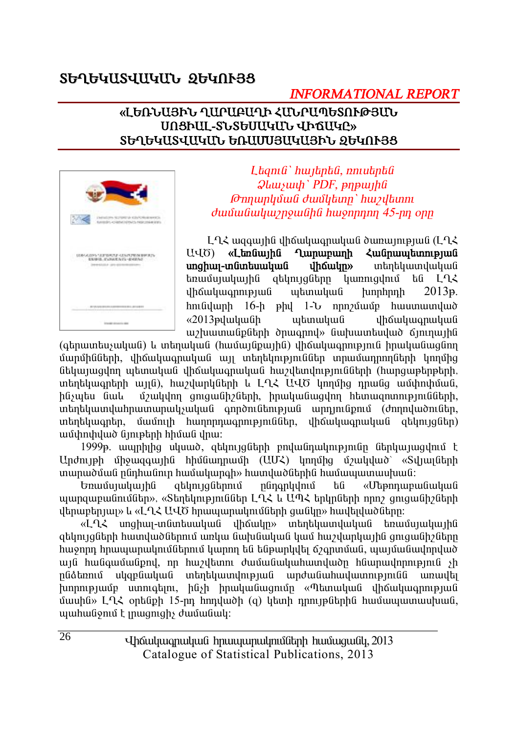## ՏԵՂԵԿԱՏՎԱԿԱՆ ԶԵԿՈՒՅՑ

*INFORMATIONAL REPORT*

### «ԼԵՌՆԱՅԻՆ ՂԱՐԱԲԱՂԻ ՀԱՆՐԱՊԵՏՈՒԹՅԱՆ ՍՈՑԻԱԼ-ՏՆՏԵՍԱԿԱՆ ՎԻՃԱԿԸ» ՏԵՂԵԿԱՏՎԱԿԱՆ ԵՌԱՄՍՅԱԿԱՅԻՆ ԶԵԿՈՒՅՑ

*Լեզուն՝ հայերեն, ռուսերեն*
*Ձևաչափ՝ PDF, թղթային*
*Թողարկման ժամկետը՝ հաշվետու ժամանակաշրջանին հաջորդող 45-րդ օրը*

ԼՂՀ ազգային վիճակագրական ծառայության (ԼՂՀ ԱՎԾ) **«Լեռնային Ղարաբաղի Հանրապետության սոցիալ-տնտեսական վիճակը»** տեղեկատվական եռամսյակային զեկույցները կառուցվում են ԼՂՀ վիճակագրության պետական խորհրդի 2013թ. հունվարի 16-ի թիվ 1-Ն որոշմամբ հաստատված «2013թվականի պետական վիճակագրական աշխատանքների ծրագրով» նախատեսված ճյուղային (գերատեսչական) և տեղական (համայնքային) վիճակագրությունում հրականացնող մարմինների, վիճակագրական այլ տեղեկություններ տրամադրողների կողմից ներկայացվող պետական վիճակագրական հաշվետվությունների (հարցաթերթերի, տեղեկագրերի այլն), հաշվարկների և ԼՂՀ ԱՎԾ կողմից դրանց ամփոփման, ինչպես նաև մշակվող ցուցանիշների, իրականացվող հետազոտությունների, տեղեկատվահրատարակչական գործունեության արդյունքում (ժողովածուներ, տեղեկագրեր, մամուլի հաղորդագրություններ, վիճակագրական զեկույցներ) ամփոփված նյութերի հիման վրա:

1999թ. ապրիլից սկսած, զեկույցների բովանդակությունը ներկայացվում է Արժույթի միջազգային հիմնադրամի (ԱՄՀ) կողմից մշակված՝ «Տվյալների տարածման ընդհանուր համակարգի» հատվածներին համապատասխան:

Եռամսյակային զեկույցներում ընդգրկվում են «Մերողաբանական պարզաբանումներ», «Տեղեկություններ ԼՂՀ և ԱՊՀ երկրների որոշ ցուցանիշների վերաբերյալ» և «ԼՂՀ ԱՎԾ հրապարակումների ցանկը» հավելվածները:

«ԼՂՀ սոցիալ-տնտեսական վիճակը» տեղեկատվական եռամսյակային զեկույցների հատվածներում առկա նախնական կամ հաշվարկային ցուցանիշները հաջորդ հրապարակումներում կարող են ենթարկվել ճշգրտման, պայմանավորված այն հանգամանքով, որ հաշվետու ժամանակահատվածը հնարավորություն չի ընձեռում սկզբնական տեղեկատվության արժանահավատությունն առավել խորությամբ ստուգելու, ինչի իրականացումը «Պետական վիճակագրության մասին» ԼՂՀ օրենքի 15-րդ հոդվածի (գ) կետի դրույթներին համապատասխան, պահանջում է լրացուցիչ ժամանակ: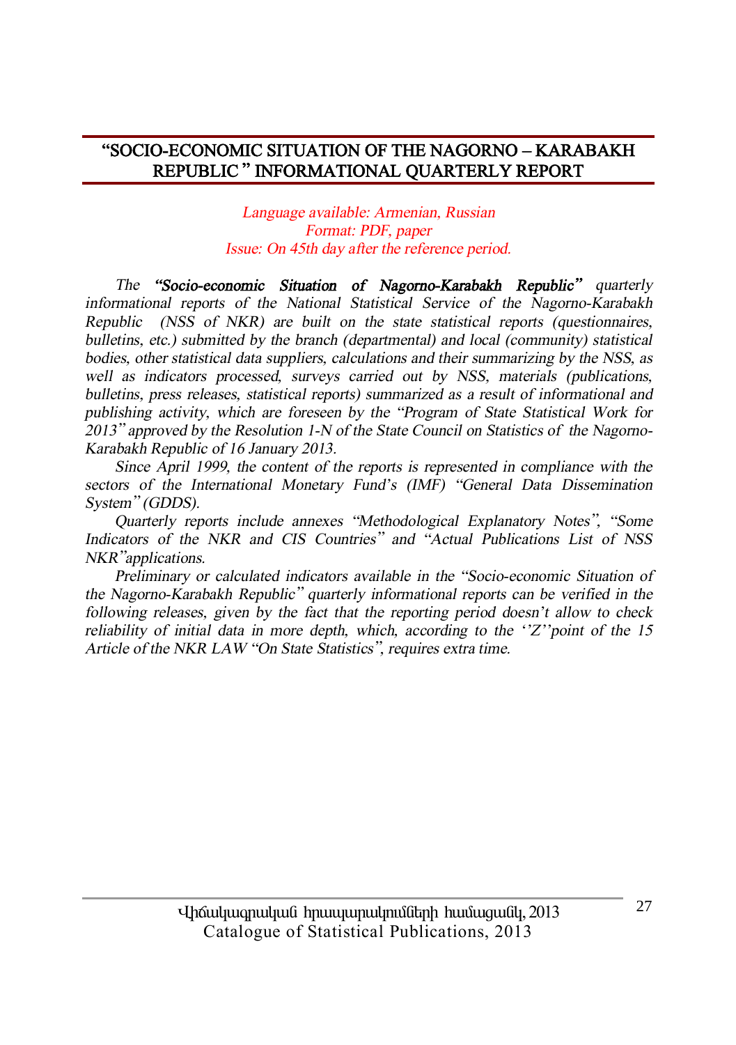## "SOCIO-ECONOMIC SITUATION OF THE NAGORNO – KARABAKH REPUBLIC " INFORMATIONAL QUARTERLY REPORT

*Language available: Armenian, Russian*
*Format: PDF, paper*
*Issue: On 45th day after the reference period.*

*The **"Socio-economic Situation of Nagorno-Karabakh Republic"** quarterly informational reports of the National Statistical Service of the Nagorno-Karabakh Republic (NSS of NKR) are built on the state statistical reports (questionnaires, bulletins, etc.) submitted by the branch (departmental) and local (community) statistical bodies, other statistical data suppliers, calculations and their summarizing by the NSS, as well as indicators processed, surveys carried out by NSS, materials (publications, bulletins, press releases, statistical reports) summarized as a result of informational and publishing activity, which are foreseen by the "Program of State Statistical Work for 2013" approved by the Resolution 1-N of the State Council on Statistics of the Nagorno-Karabakh Republic of 16 January 2013.*

*Since April 1999, the content of the reports is represented in compliance with the sectors of the International Monetary Fund's (IMF) "General Data Dissemination System" (GDDS).*

*Quarterly reports include annexes "Methodological Explanatory Notes", "Some Indicators of the NKR and CIS Countries" and "Actual Publications List of NSS NKR"applications.*

*Preliminary or calculated indicators available in the "Socio-economic Situation of the Nagorno-Karabakh Republic" quarterly informational reports can be verified in the following releases, given by the fact that the reporting period doesn't allow to check reliability of initial data in more depth, which, according to the ''Z''point of the 15 Article of the NKR LAW "On State Statistics", requires extra time.*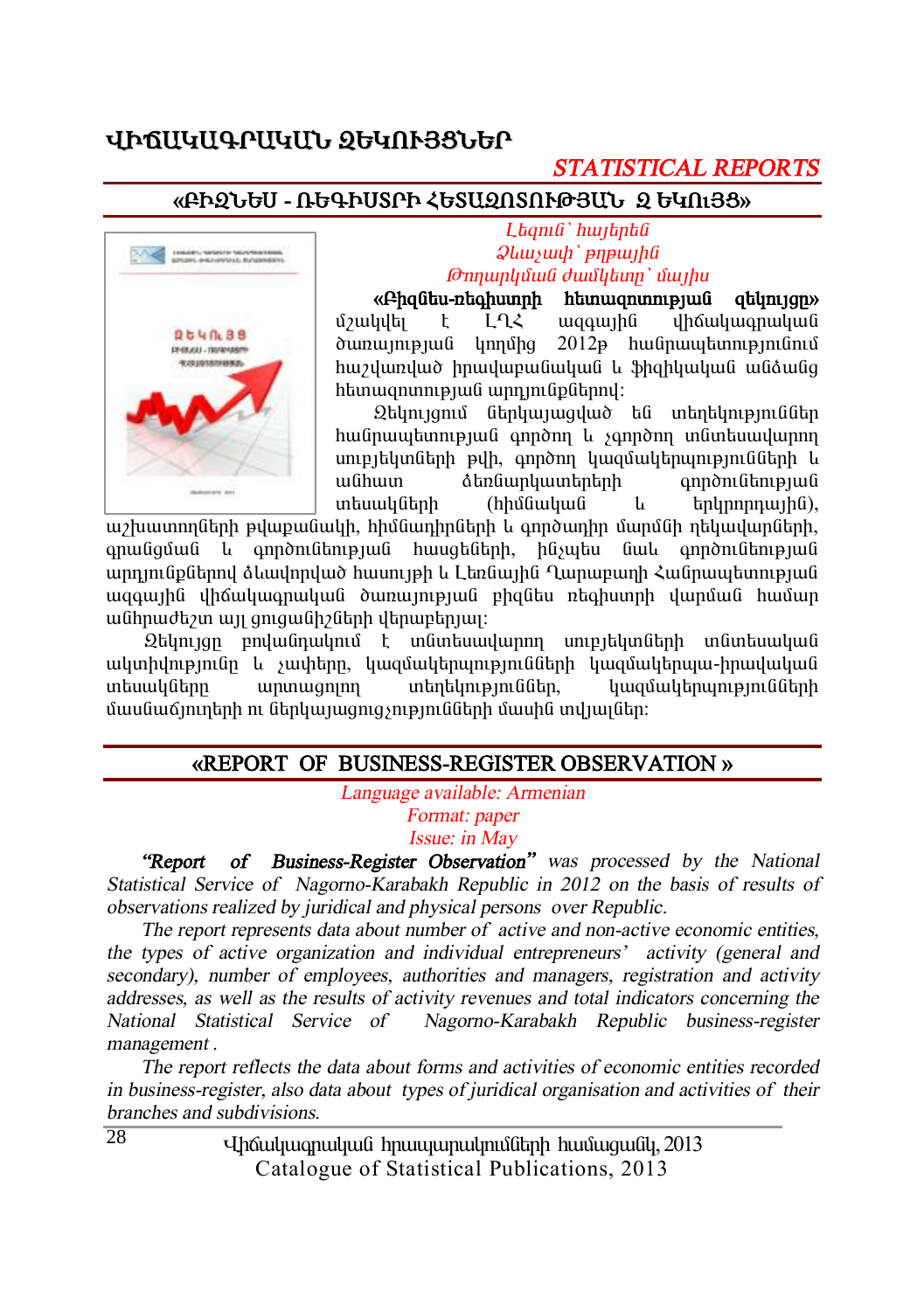# ՎԻՃԱԿԱԳՐԱԿԱՆ ԶԵԿՈՒՅՑՆԵՐ

*STATISTICAL REPORTS*

## «ԲԻԶՆԵՍ - ՌԵԳԻՍՏՐԻ ՀԵՏԱԶՈՏՈՒԹՅԱՆ ԶԵԿՈՒՅՑ»

*Լեզուն՝ հայերեն*
*Ձևաչափ՝ թղթային*
*Թողարկման ժամկետը՝ մայիս*

**«Բիզնես-ռեգիստրի հետազոտության զեկույցը»** մշակվել է ԼՂՀ ազգային վիճակագրական ծառայության կողմից 2012թ հանրապետությունում հաշվառված իրավաբանական և ֆիզիկական անձանց հետազոտության արդյունքներով:

Զեկույցում ներկայացված են տեղեկություններ հանրապետության գործող և չգործող տնտեսավարող սուբյեկտների թվի, գործող կազմակերպությունների և անհատ ձեռնարկատերերի գործունեության տեսակների (հիմնական և երկրորդային), աշխատողների թվաքանակի, հիմնադիրների և գործադիր մարմնի ղեկավարների, գրանցման և գործունեության հասցեների, ինչպես նաև գործունեության արդյունքներով ձևավորված հասույթի և Լեռնային Ղարաբաղի Հանրապետության ազգային վիճակագրական ծառայության բիզնես ռեգիստրի վարման համար անհրաժեշտ այլ ցուցանիշների վերաբերյալ:

Զեկույցը բովանդակում է տնտեսավարող սուբյեկտների տնտեսական ակտիվությունը և չափերը, կազմակերպությունների կազմակերպա-իրավական տեսակները արտացոլող տեղեկություններ, կազմակերպությունների մասնաճյուղերի ու ներկայացուցչությունների մասին տվյալներ:

## «REPORT OF BUSINESS-REGISTER OBSERVATION »

*Language available: Armenian*
*Format: paper*
*Issue: in May*

***"Report of Business-Register Observation"*** *was processed by the National Statistical Service of Nagorno-Karabakh Republic in 2012 on the basis of results of observations realized by juridical and physical persons over Republic.*

*The report represents data about number of active and non-active economic entities, the types of active organization and individual entrepreneurs' activity (general and secondary), number of employees, authorities and managers, registration and activity addresses, as well as the results of activity revenues and total indicators concerning the National Statistical Service of Nagorno-Karabakh Republic business-register management .*

*The report reflects the data about forms and activities of economic entities recorded in business-register, also data about types of juridical organisation and activities of their branches and subdivisions.*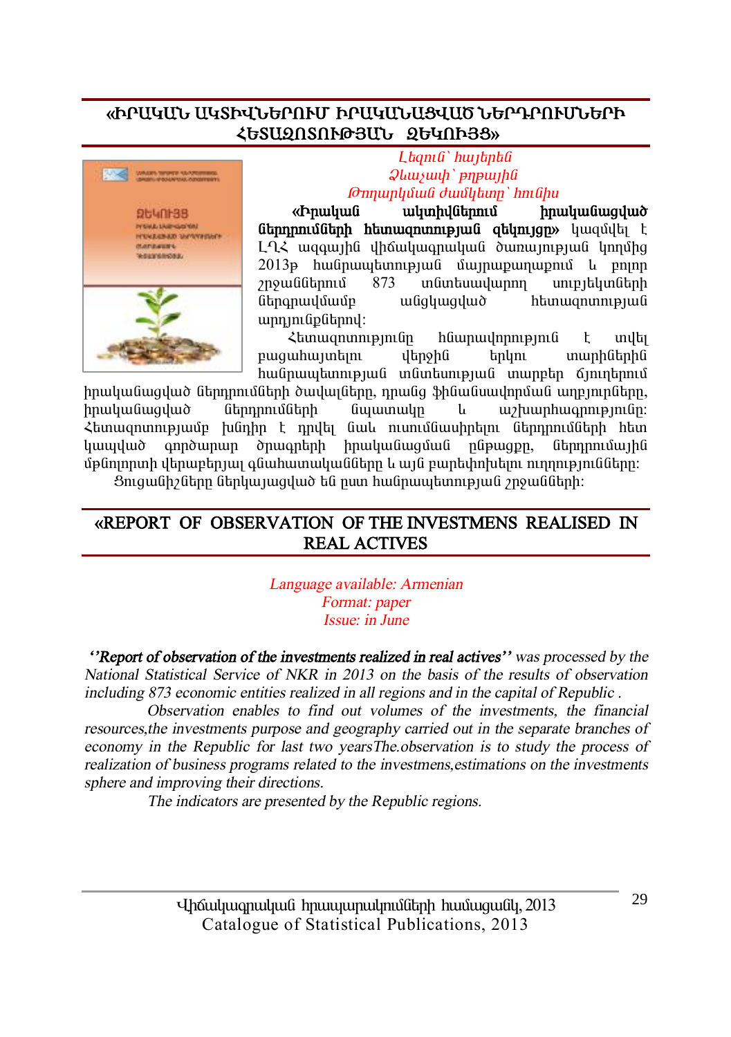## «ԻՐԱԿԱՆ ԱԿՏԻՎՆԵՐՈՒՄ ԻՐԱԿԱՆԱՑՎԱԾ ՆԵՐԴՐՈՒՄՆԵՐԻ ՀԵՏԱԶՈՏՈՒԹՅԱՆ ԶԵԿՈՒՅՑ»

*Լեզուն՝ հայերեն*
*Ձևաչափ՝ թղթային*
*Թողարկման ժամկետը՝ հունիս*

**«Իրական ակտիվներում իրականացված ներդրումների հետազոտության զեկույցը»** կազմվել է ԼՂՀ ազգային վիճակագրական ծառայության կողմից 2013թ հանրապետության մայրաքաղաքում և բոլոր շրջաններում 873 տնտեսավարող սուբյեկտների ներգրավմամբ անցկացված հետազոտության արդյունքներով:

Հետազոտությունը հնարավորություն է տվել բացահայտելու վերջին երկու տարիներին հանրապետության տնտեսության տարբեր ճյուղերում իրականացված ներդրումների ծավալները, դրանց ֆինանսավորման աղբյուրները, իրականացված ներդրումների նպատակը և աշխարհագրությունը: Հետազոտությամբ խնդիր է դրվել նաև ուսումնասիրելու ներդրումների հետ կապված գործարար ծրագրերի իրականացման ընթացքը, ներդրումային մթնոլորտի վերաբերյալ գնահատականները և այն բարեփոխելու ուղղությունները:

Ցուցանիշները ներկայացված են ըստ հանրապետության շրջանների:

## «REPORT OF OBSERVATION OF THE INVESTMENS REALISED IN REAL ACTIVES

*Language available: Armenian*
*Format: paper*
*Issue: in June*

*''**Report of observation of the investments realized in real actives**'' was processed by the National Statistical Service of NKR in 2013 on the basis of the results of observation including 873 economic entities realized in all regions and in the capital of Republic .*

*Observation enables to find out volumes of the investments, the financial resources,the investments purpose and geography carried out in the separate branches of economy in the Republic for last two yearsThe.observation is to study the process of realization of business programs related to the investmens,estimations on the investments sphere and improving their directions.*

*The indicators are presented by the Republic regions.*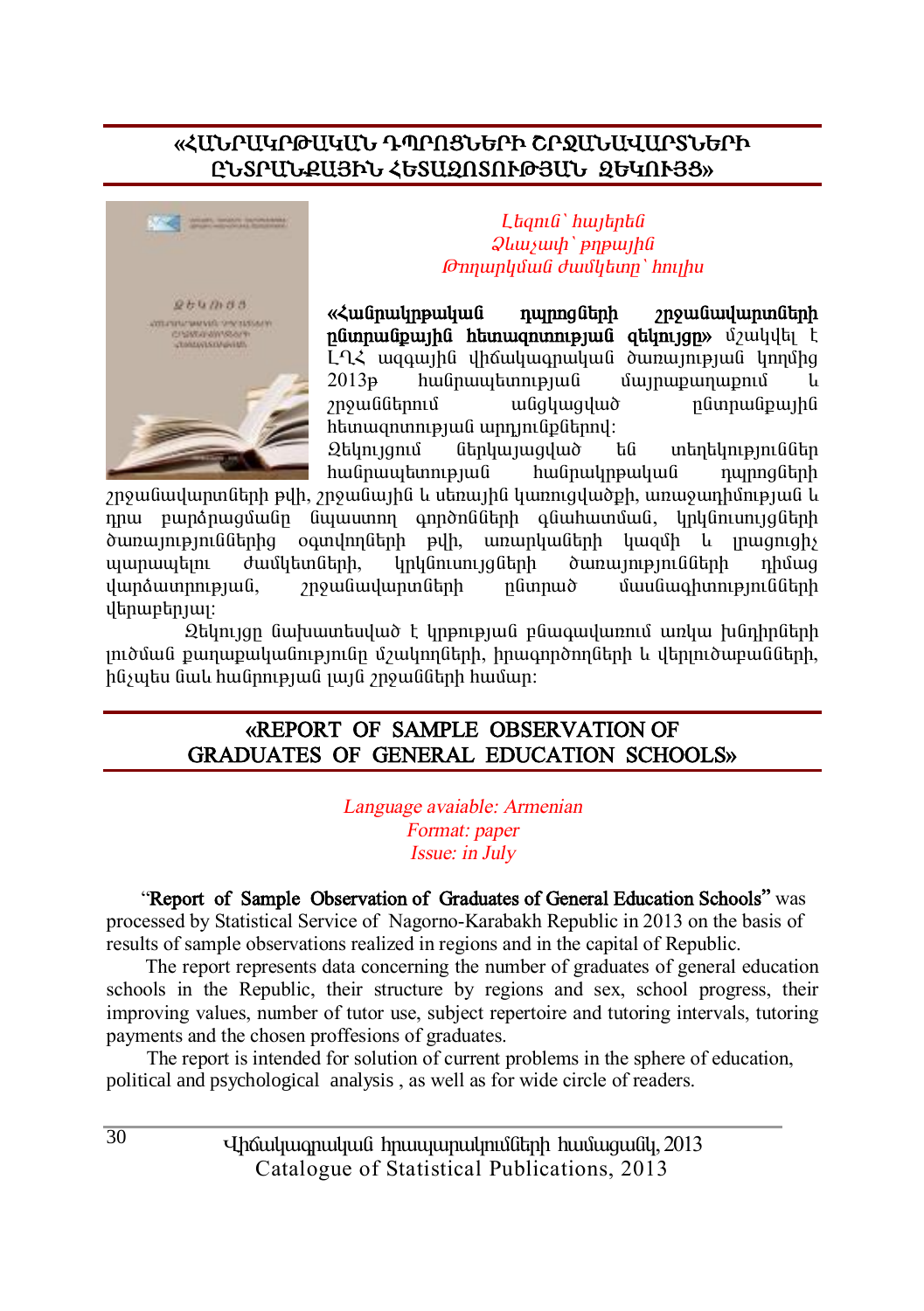## «ՀԱՆՐԱԿՐԹԱԿԱՆ ԴՊՐՈՑՆԵՐԻ ՇՐՋԱՆԱՎԱՐՏՆԵՐԻ ԸՆՏՐԱՆՔԱՅԻՆ ՀԵՏԱԶՈՏՈՒԹՅԱՆ ԶԵԿՈՒՅՑ»

*Լեզուն՝ հայերեն*
*Ձևաչափ՝ թղթային*
*Թողարկման ժամկետը՝ հուլիս*

**«Հանրակրթական դպրոցների շրջանավարտների ընտրանքային հետազոտության զեկույցը»** մշակվել է ԼՂՀ ազգային վիճակագրական ծառայության կողմից 2013թ հանրապետության մայրաքաղաքում և շրջաններում անցկացված ընտրանքային հետազոտության արդյունքներով:

Զեկույցում ներկայացված են տեղեկություններ հանրապետության հանրակրթական դպրոցների շրջանավարտների թվի, շրջանային և սեռային կառուցվածքի, առաջադիմության և դրա բարձրացմանը նպաստող գործոնների գնահատման, կրկնուսույցների ծառայություններից օգտվողների թվի, առարկաների կազմի և լրացուցիչ պարապելու ժամկետների, կրկնուսույցների ծառայությունների դիմաց վարձատրության, շրջանավարտների ընտրած մասնագիտությունների վերաբերյալ:

Զեկույցը նախատեսված է կրթության բնագավառում առկա խնդիրների լուծման քաղաքականությունը մշակողների, հրագործողների և վերլուծաբանների, ինչպես նաև հանրության լայն շրջանների համար:

## «REPORT OF SAMPLE OBSERVATION OF GRADUATES OF GENERAL EDUCATION SCHOOLS»

*Language avaiable: Armenian*
*Format: paper*
*Issue: in July*

"**Report of Sample Observation of Graduates of General Education Schools**" was processed by Statistical Service of Nagorno-Karabakh Republic in 2013 on the basis of results of sample observations realized in regions and in the capital of Republic.

The report represents data concerning the number of graduates of general education schools in the Republic, their structure by regions and sex, school progress, their improving values, number of tutor use, subject repertoire and tutoring intervals, tutoring payments and the chosen proffesions of graduates.

The report is intended for solution of current problems in the sphere of education, political and psychological analysis , as well as for wide circle of readers.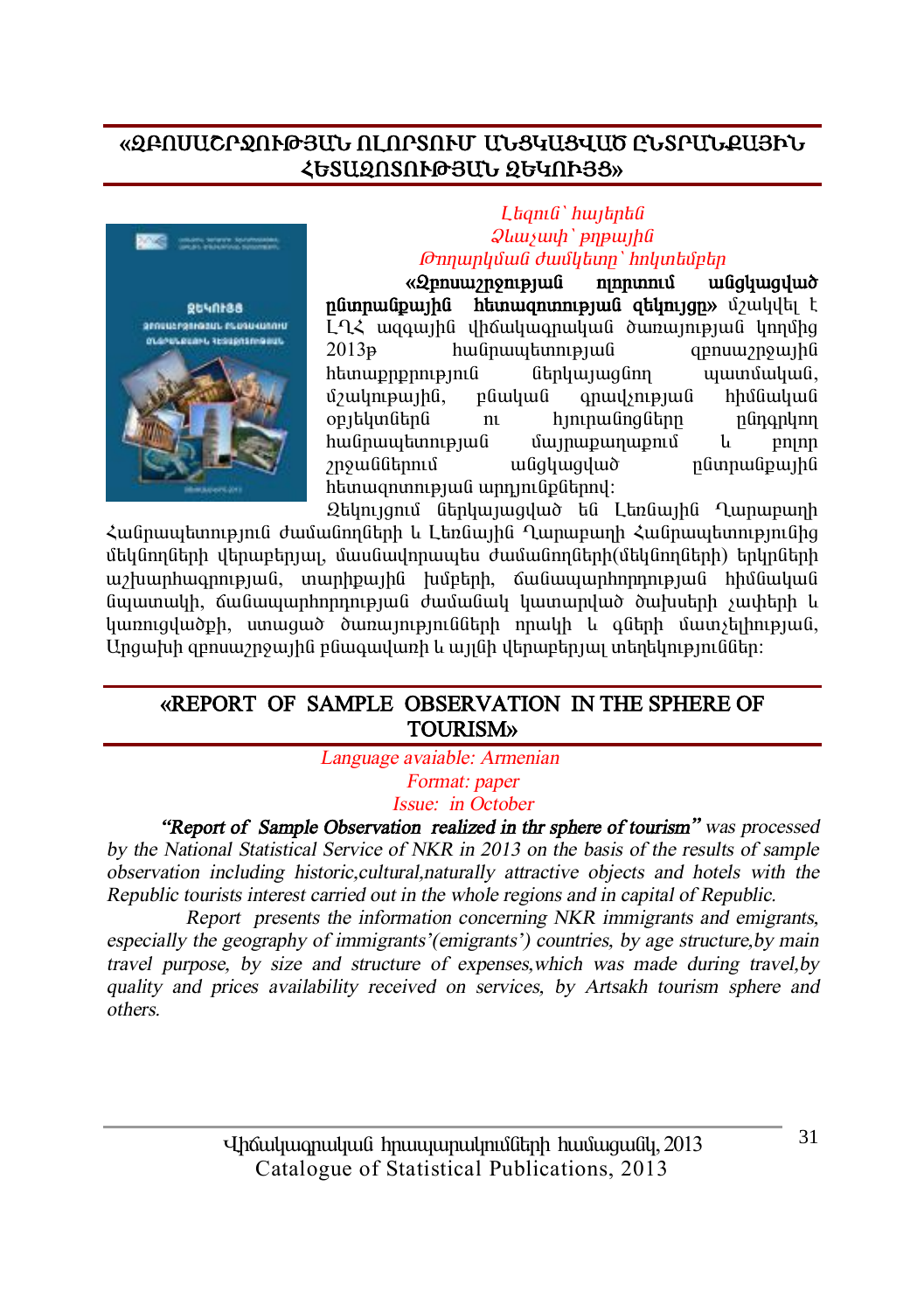## «ԶԲՈՍԱՇՐՋՈՒԹՅԱՆ ՈԼՈՐՏՈՒՄ ԱՆՑԿԱՑՎԱԾ ԸՆՏՐԱՆՔԱՅԻՆ ՀԵՏԱԶՈՏՈՒԹՅԱՆ ԶԵԿՈՒՅՑ»

*Լեզուն՝ հայերեն*
*Ձևաչափ՝ թղթային*
*Թողարկման ժամկետը՝ հոկտեմբեր*

**«Զբոսաշրջության ոլորտում անցկացված ընտրանքային հետազոտության զեկույցը»** մշակվել է ԼՂՀ ազգային վիճակագրական ծառայության կողմից 2013թ հանրապետության զբոսաշրջային հետաքրքրություն ներկայացնող պատմական, մշակութային, բնական գրավչության հիմնական օբյեկտներն ու հյուրանոցները ընդգրկող հանրապետության մայրաքաղաքում և բոլոր շրջաններում անցկացված ընտրանքային հետազոտության արդյունքներով:

Զեկույցում ներկայացված են Լեռնային Ղարաբաղի Հանրապետություն ժամանողների և Լեռնային Ղարաբաղի Հանրապետությունից մեկնողների վերաբերյալ, մասնավորապես ժամանողների(մեկնողների) երկրների աշխարհագրության, տարիքային խմբերի, ճանապարհորդության հիմնական նպատակի, ճանապարհորդության ժամանակ կատարված ծախսերի չափերի և կառուցվածքի, ստացած ծառայությունների որակի և գների մատչելիության, Արցախի զբոսաշրջային բնագավառի և այլնի վերաբերյալ տեղեկություններ:

## «REPORT OF SAMPLE OBSERVATION IN THE SPHERE OF TOURISM»

*Language avaiable: Armenian*
*Format: paper*
*Issue: in October*

***"Report of Sample Observation realized in thr sphere of tourism"*** *was processed by the National Statistical Service of NKR in 2013 on the basis of the results of sample observation including historic,cultural,naturally attractive objects and hotels with the Republic tourists interest carried out in the whole regions and in capital of Republic.*

*Report presents the information concerning NKR immigrants and emigrants, especially the geography of immigrants'(emigrants') countries, by age structure,by main travel purpose, by size and structure of expenses,which was made during travel,by quality and prices availability received on services, by Artsakh tourism sphere and others.*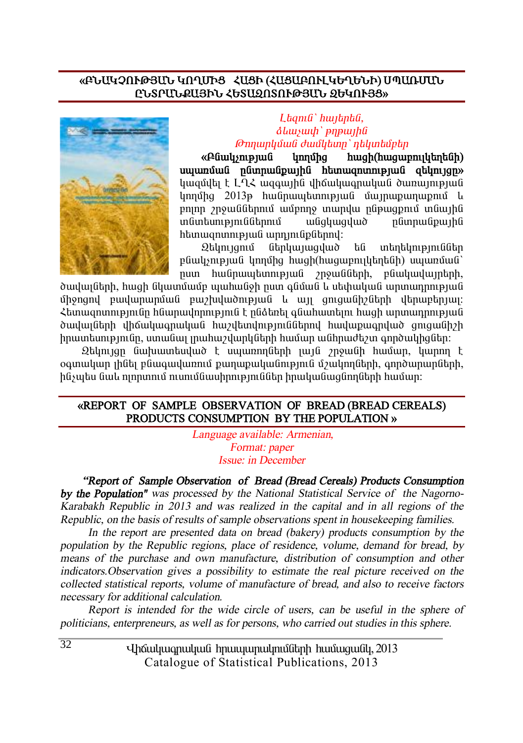## «ԲՆԱԿՉՈՒԹՅԱՆ ԿՈՂՄԻՑ ՀԱՑԻ (ՀԱՑԱԲՈՒԼԿԵՂԵՆԻ) ՍՊԱՌՄԱՆ ԸՆՏՐԱՆՔԱՅԻՆ ՀԵՏԱԶՈՏՈՒԹՅԱՆ ԶԵԿՈՒՅՑ»

*Լեզուն՝ հայերեն,*
*ձևաչափ՝ թղթային*
*Թողարկման ժամկետը՝ դեկտեմբեր*

**«Բնակչության կողմից հացի(հացաբուլկեղենի) սպառման ընտրանքային հետազոտության զեկույցը»** կազմվել է ԼՂՀ ազգային վիճակագրական ծառայության կողմից 2013թ հանրապետության մայրաքաղաքում և բոլոր շրջաններում ամբողջ տարվա ընթացքում տնային տնտեսություններում անցկացված ընտրանքային հետազոտության արդյունքներով:

Զեկույցում ներկայացված են տեղեկություններ բնակչության կողմից հացի(հացաբուլկեղենի) սպառման՝ ըստ հանրապետության շրջանների, բնակավայրերի, ծավալների, հացի նկատմամբ պահանջի ըստ գնման և սեփական արտադրության միջոցով բավարարման բաշխվածության և այլ ցուցանիշների վերաբերյալ: Հետազոտությունը հնարավորություն է ընձեռել գնահատելու հացի արտադրության ծավալների վիճակագրական հաշվետվություններով հավաքագրված ցուցանիշի իրատեսությունը, ստանալ լրահաշվարկների համար անհրաժեշտ գործակիցներ:

Զեկույցը նախատեսված է սպառողների լայն շրջանի համար, կարող է օգտակար լինել բնագավառում քաղաքականություն մշակողների, գործարարների, ինչպես նաև ոլորտում ուսումնասիրություններ իրականացնողների համար:

## «REPORT OF SAMPLE OBSERVATION OF BREAD (BREAD CEREALS) PRODUCTS CONSUMPTION BY THE POPULATION »

*Language available: Armenian,*
*Format: paper*
*Issue: in December*

***"Report of Sample Observation of Bread (Bread Cereals) Products Consumption by the Population"*** *was processed by the National Statistical Service of the Nagorno-Karabakh Republic in 2013 and was realized in the capital and in all regions of the Republic, on the basis of results of sample observations spent in housekeeping families.*

*In the report are presented data on bread (bakery) products consumption by the population by the Republic regions, place of residence, volume, demand for bread, by means of the purchase and own manufacture, distribution of consumption and other indicators.Observation gives a possibility to estimate the real picture received on the collected statistical reports, volume of manufacture of bread, and also to receive factors necessary for additional calculation.*

*Report is intended for the wide circle of users, can be useful in the sphere of politicians, enterpreneurs, as well as for persons, who carried out studies in this sphere.*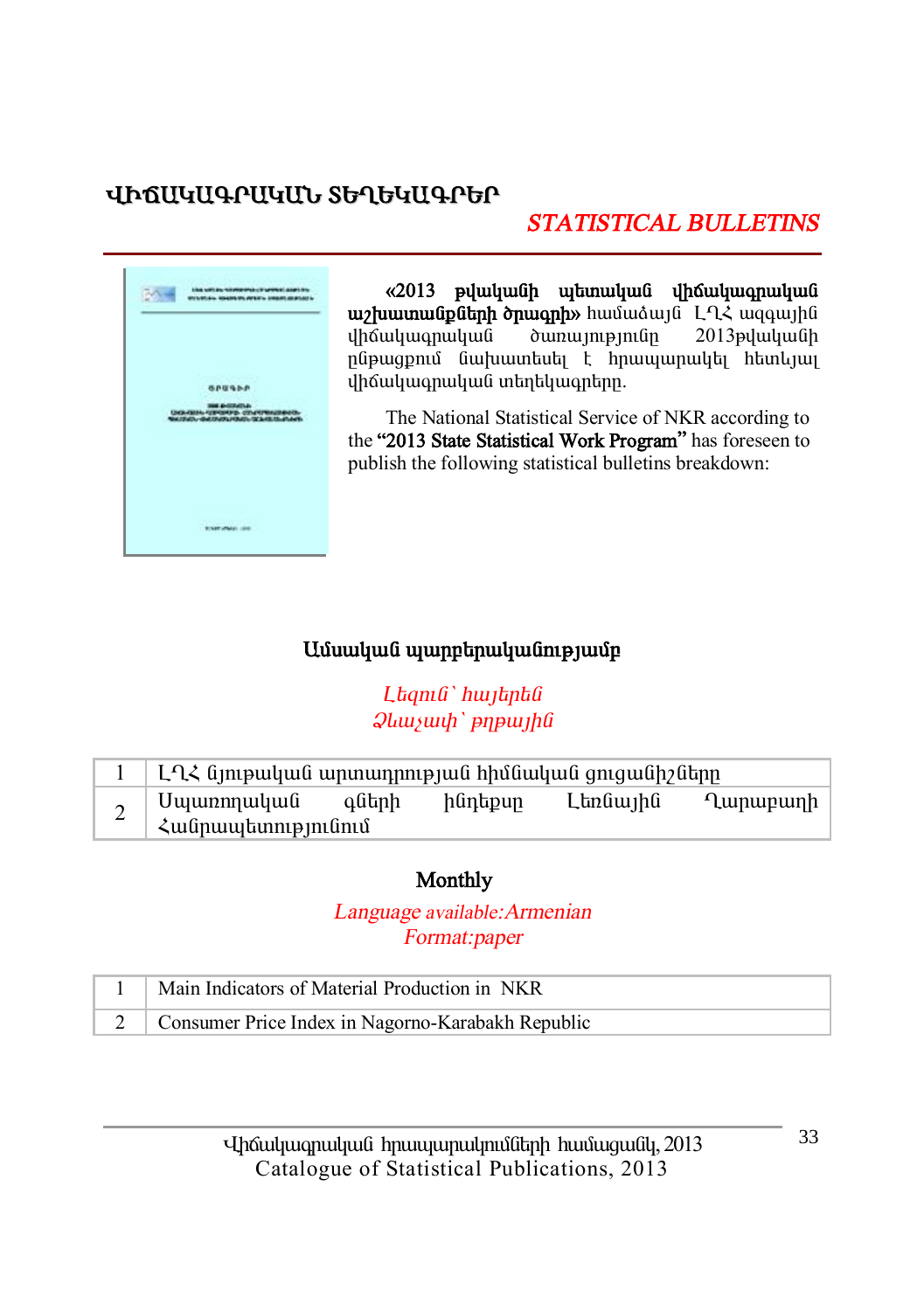# ՎԻՃԱԿԱԳՐԱԿԱՆ ՏԵՂԵԿԱԳՐԵՐ

## *STATISTICAL BULLETINS*

**«2013 թվականի պետական վիճակագրական աշխատանքների ծրագրի»** համաձայն ԼՂՀ ազգային վիճակագրական ծառայությունը 2013թվականի ընթացքում նախատեսել է հրապարակել հետևյալ վիճակագրական տեղեկագրերը.

The National Statistical Service of NKR according to the **"2013 State Statistical Work Program"** has foreseen to publish the following statistical bulletins breakdown:

### Ամսական պարբերականությամբ

*Լեզուն՝ հայերեն*
*Ձևաչափ՝ թղթային*

| | |
|---|---|
| 1 | ԼՂՀ նյութական արտադրության հիմնական ցուցանիշները |
| 2 | Սպառողական գների ինդեքսը Լեռնային Ղարաբաղի Հանրապետությունում |

### Monthly

*Language available:Armenian*
*Format:paper*

| | |
|---|---|
| 1 | Main Indicators of Material Production in NKR |
| 2 | Consumer Price Index in Nagorno-Karabakh Republic |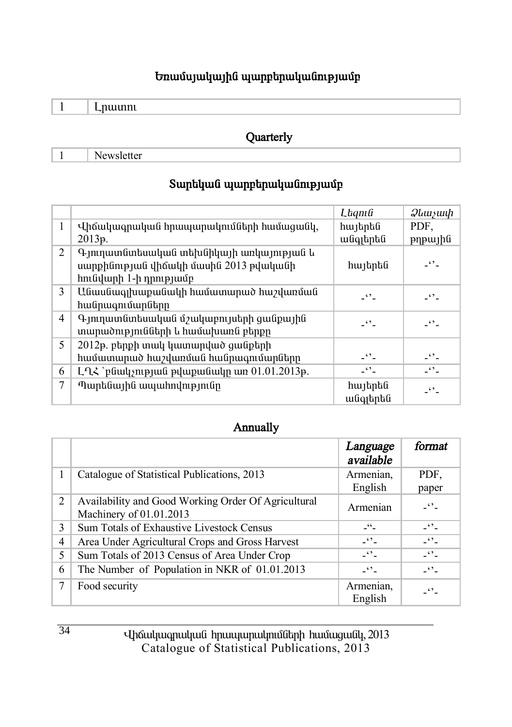## Եռամսյակային պարբերականությամբ

| | |
|---|---|
| 1 | Լրատու |

## Quarterly

| | |
|---|---|
| 1 | Newsletter |

## Տարեկան պարբերականությամբ

| | | *Լեզուն* | *Ձևաչափ* |
|---|---|---|---|
| 1 | Վիճակագրական հրապարակումների համացանկ, 2013թ. | հայերեն անգլերեն | PDF, թղթային |
| 2 | Գյուղատնտեսական տեխնիկայի առկայության և սարքինության վիճակի մասին 2013 թվականի հունվարի 1-ի դրությամբ | հայերեն | -‘’- |
| 3 | Անասնագլխաքանակի համատարած հաշվառման հանրագումարները | -‘’- | -‘’- |
| 4 | Գյուղատնտեսական մշակաբույսերի ցանքային տարածությունների և համախառն բերքը | -‘’- | -‘’- |
| 5 | 2012թ. բերքի տակ կատարված ցանքերի համատարած հաշվառման հանրագումարները | -‘’- | -‘’- |
| 6 | ԼՂՀ `բնակչության թվաքանակը առ 01.01.2013թ. | -‘’- | -‘’- |
| 7 | Պարենային ապահովությունը | հայերեն անգլերեն | -‘’- |

## Annually

| | | *Language available* | *format* |
|---|---|---|---|
| 1 | Catalogue of Statistical Publications, 2013 | Armenian, English | PDF, paper |
| 2 | Availability and Good Working Order Of Agricultural Machinery of 01.01.2013 | Armenian | -‘’- |
| 3 | Sum Totals of Exhaustive Livestock Census | -“- | -‘’- |
| 4 | Area Under Agricultural Crops and Gross Harvest | -‘’- | -‘’- |
| 5 | Sum Totals of 2013 Census of Area Under Crop | -‘’- | -‘’- |
| 6 | The Number of Population in NKR of 01.01.2013 | -‘’- | -‘’- |
| 7 | Food security | Armenian, English | -‘’- |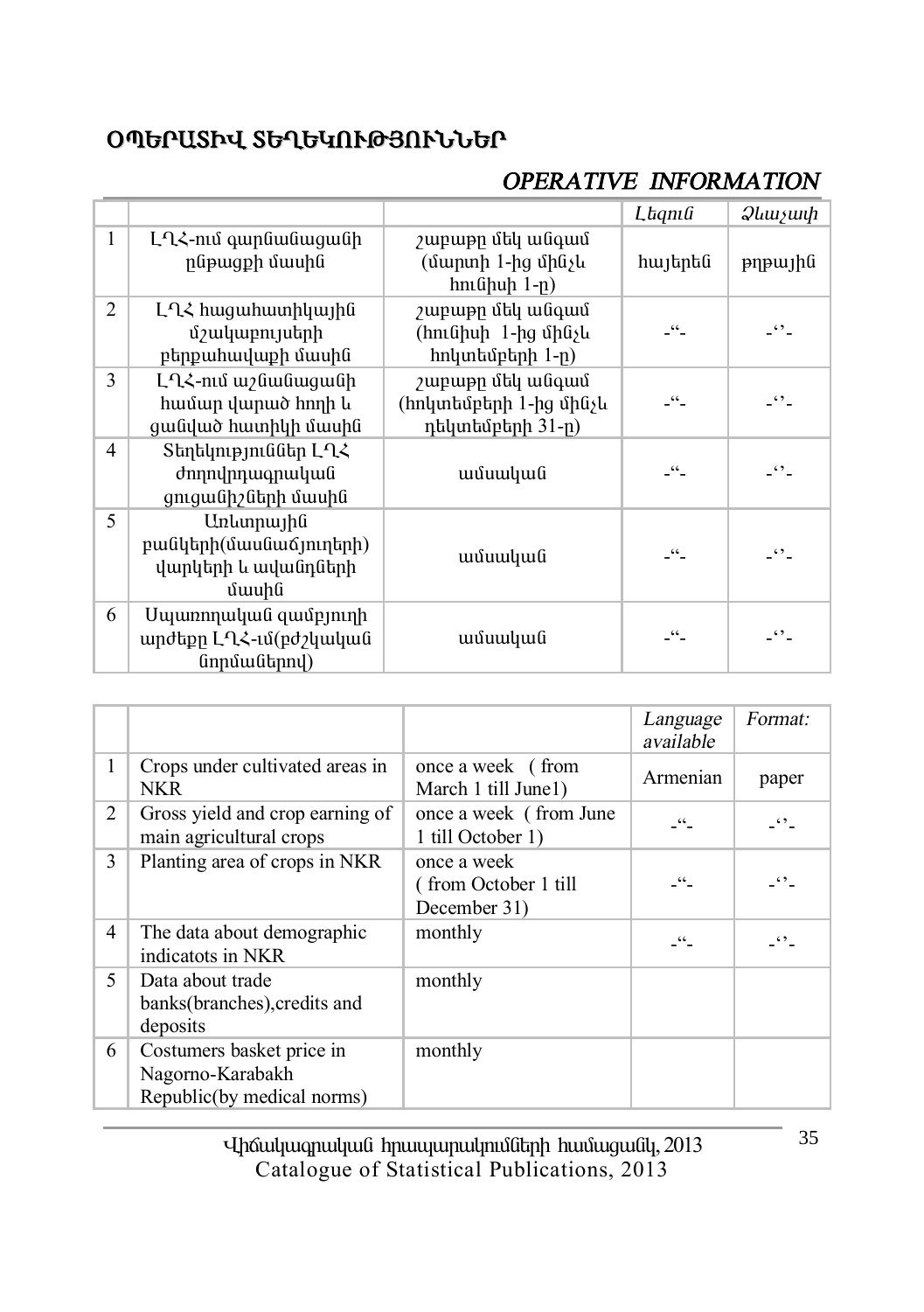## ՕՊԵՐԱՏԻՎ ՏԵՂԵԿՈՒԹՅՈՒՆՆԵՐ

## *OPERATIVE INFORMATION*

| | | | *Լեզուն* | *Ձևաչափ* |
|---|---|---|---|---|
| 1 | ԼՂՀ-ում գարնանացանի ընթացքի մասին | շաբաթը մեկ անգամ (մարտի 1-ից մինչև հունիսի 1-ը) | հայերեն | թղթային |
| 2 | ԼՂՀ հացահատիկային մշակաբույսերի բերքահավաքի մասին | շաբաթը մեկ անգամ (հունիսի 1-ից մինչև հոկտեմբերի 1-ը) | -“- | -‘’- |
| 3 | ԼՂՀ-ում աշնանացանի համար վարած հողի և ցանված հատիկի մասին | շաբաթը մեկ անգամ (հոկտեմբերի 1-ից մինչև դեկտեմբերի 31-ը) | -“- | -‘’- |
| 4 | Տեղեկություններ ԼՂՀ ժողովրդագրական ցուցանիշների մասին | ամսական | -“- | -‘’- |
| 5 | Առևտրային բանկերի(մասնաճյուղերի) վարկերի և ավանդների մասին | ամսական | -“- | -‘’- |
| 6 | Սպառողական զամբյուղի արժեքը ԼՂՀ-ում(բժշկական նորմաներով) | ամսական | -“- | -‘’- |

| | | | *Language available* | *Format:* |
|---|---|---|---|---|
| 1 | Crops under cultivated areas in NKR | once a week ( from March 1 till June1) | Armenian | paper |
| 2 | Gross yield and crop earning of main agricultural crops | once a week ( from June 1 till October 1) | -“- | -‘’- |
| 3 | Planting area of crops in NKR | once a week ( from October 1 till December 31) | -“- | -‘’- |
| 4 | The data about demographic indicatots in NKR | monthly | -“- | -‘’- |
| 5 | Data about trade banks(branches),credits and deposits | monthly | | |
| 6 | Costumers basket price in Nagorno-Karabakh Republic(by medical norms) | monthly | | |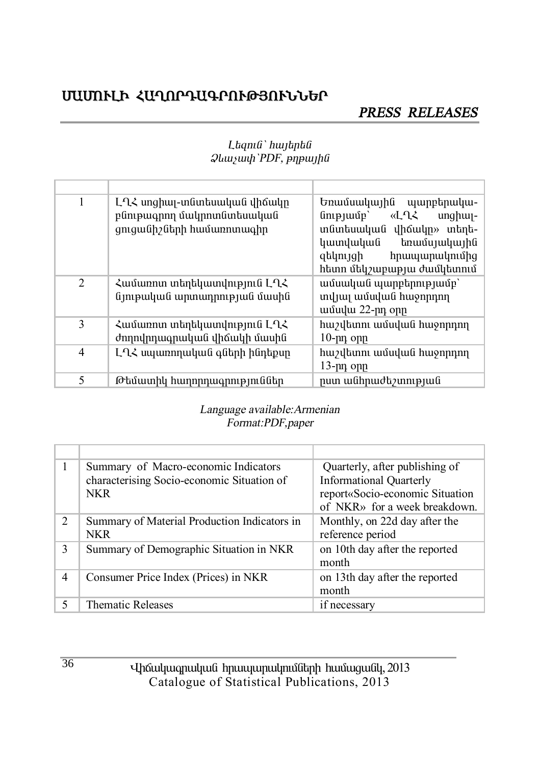## ՄԱՄՈՒԼԻ ՀԱՂՈՐԴԱԳՐՈՒԹՅՈՒՆՆԵՐ

## *PRESS RELEASES*

*Լեզուն՝ հայերեն*
*Ձևաչափ՝PDF, թղթային*

| | | |
|---|---|---|
| 1 | ԼՂՀ սոցիալ-տնտեսական վիճակը բնութագրող մակրոտնտեսական ցուցանիշների համառոտագիր | Եռամսակային պարբերականությամբ՝ «ԼՂՀ սոցիալ-տնտեսական վիճակը» տեղեկատվական եռամսյակային զեկույցի հրապարակումից հետո մեկշաբաթյա ժամկետում |
| 2 | Համառոտ տեղեկատվություն ԼՂՀ նյութական արտադրության մասին | ամսական պարբերությամբ՝ տվյալ ամսվան հաջորդող ամսվա 22-րդ օրը |
| 3 | Համառոտ տեղեկատվություն ԼՂՀ ժողովրդագրական վիճակի մասին | հաշվետու ամսվան հաջորդող 10-րդ օրը |
| 4 | ԼՂՀ սպառողական գների ինդեքսը | հաշվետու ամսվան հաջորդող 13-րդ օրը |
| 5 | Թեմատիկ հաղորդագրություններ | ըստ անհրաժեշտության |

*Language available:Armenian*
*Format:PDF,paper*

| | | |
|---|---|---|
| 1 | Summary of Macro-economic Indicators characterising Socio-economic Situation of NKR | Quarterly, after publishing of Informational Quarterly report«Socio-economic Situation of NKR» for a week breakdown. |
| 2 | Summary of Material Production Indicators in NKR | Monthly, on 22d day after the reference period |
| 3 | Summary of Demographic Situation in NKR | on 10th day after the reported month |
| 4 | Consumer Price Index (Prices) in NKR | on 13th day after the reported month |
| 5 | Thematic Releases | if necessary |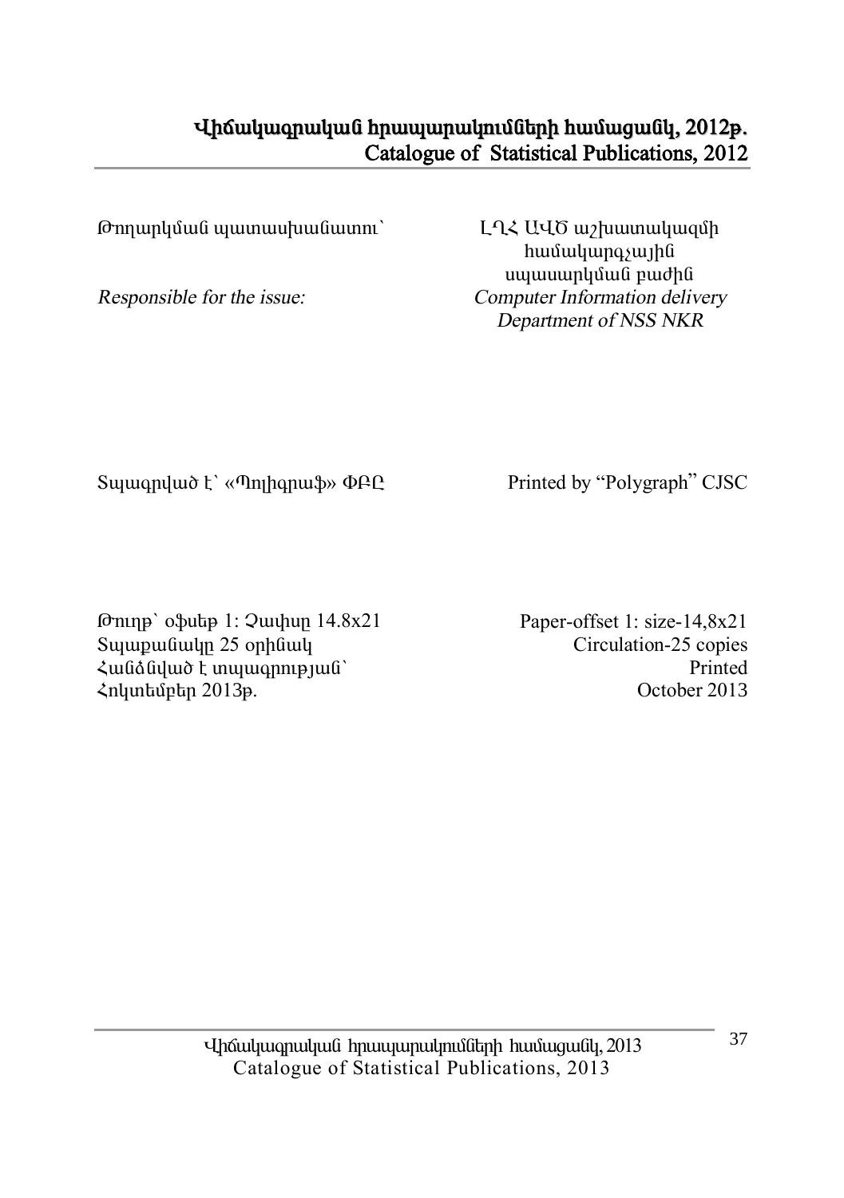## Վիճակագրական հրապարակումների համացանկ, 2012թ.
## Catalogue of Statistical Publications, 2012

Թողարկման պատասխանատու՝ ԼՂՀ ԱՎԾ աշխատակազմի համակարգչային սպասարկման բաժին

*Responsible for the issue: Computer Information delivery Department of NSS NKR*

Տպագրված է՝ «Պոլիգրաֆ» ՓԲԸ

Printed by "Polygraph" CJSC

Թուղթ՝ օֆսեթ 1: Չափսը 14.8x21
Տպաքանակը 25 օրինակ
Հանձնված է տպագրության՝
Հոկտեմբեր 2013թ.

Paper-offset 1: size-14,8x21
Circulation-25 copies
Printed
October 2013